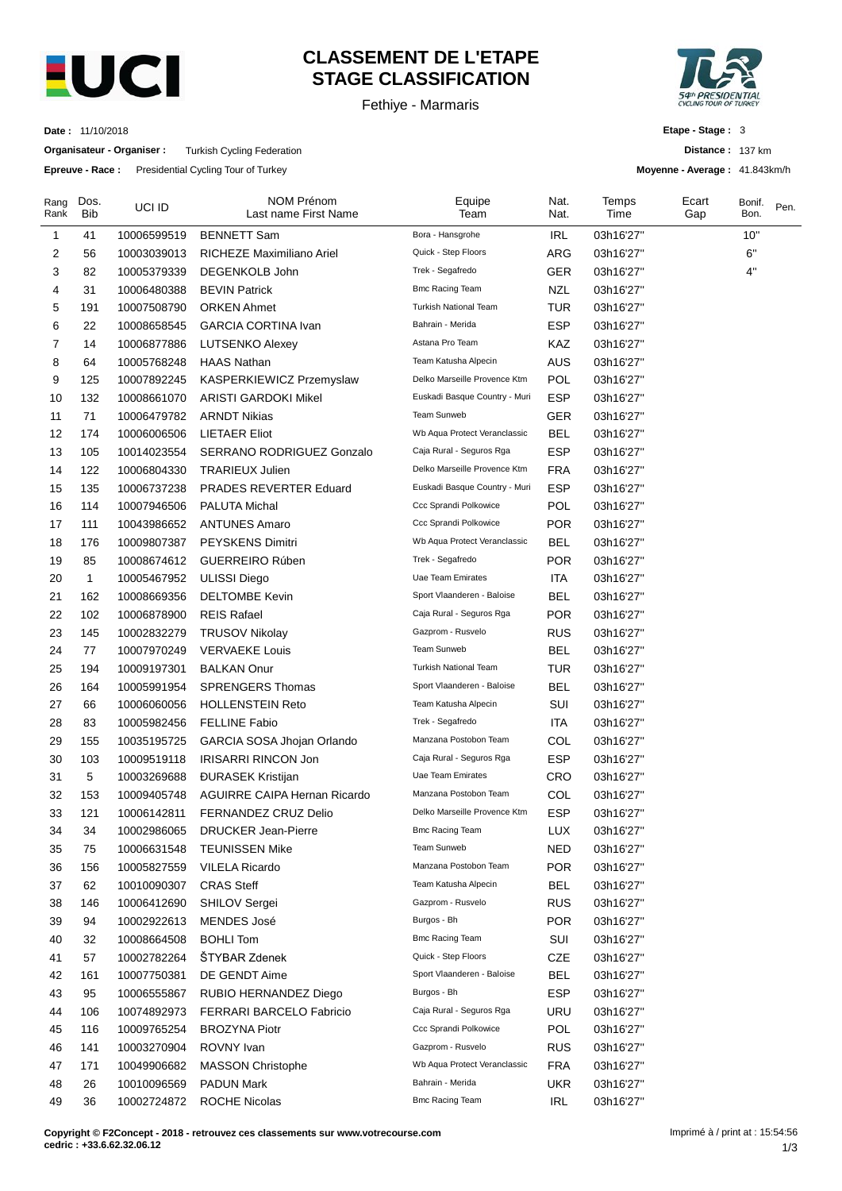# CLASSEMENT DE L'ETAPE
# STAGE CLASSIFICATION

Fethiye - Marmaris

**Date :** 11/10/2018

**Organisateur - Organiser :** Turkish Cycling Federation

**Epreuve - Race :** Presidential Cycling Tour of Turkey

**Etape - Stage :** 3

**Distance :** 137 km

**Moyenne - Average :** 41.843km/h

| Rang Rank | Dos. Bib | UCI ID | NOM Prénom Last name First Name | Equipe Team | Nat. Nat. | Temps Time | Ecart Gap | Bonif. Bon. | Pen. |
|---|---|---|---|---|---|---|---|---|---|
| 1 | 41 | 10006599519 | BENNETT Sam | Bora - Hansgrohe | IRL | 03h16'27'' | | 10'' | |
| 2 | 56 | 10003039013 | RICHEZE Maximiliano Ariel | Quick - Step Floors | ARG | 03h16'27'' | | 6'' | |
| 3 | 82 | 10005379339 | DEGENKOLB John | Trek - Segafredo | GER | 03h16'27'' | | 4'' | |
| 4 | 31 | 10006480388 | BEVIN Patrick | Bmc Racing Team | NZL | 03h16'27'' | | | |
| 5 | 191 | 10007508790 | ORKEN Ahmet | Turkish National Team | TUR | 03h16'27'' | | | |
| 6 | 22 | 10008658545 | GARCIA CORTINA Ivan | Bahrain - Merida | ESP | 03h16'27'' | | | |
| 7 | 14 | 10006877886 | LUTSENKO Alexey | Astana Pro Team | KAZ | 03h16'27'' | | | |
| 8 | 64 | 10005768248 | HAAS Nathan | Team Katusha Alpecin | AUS | 03h16'27'' | | | |
| 9 | 125 | 10007892245 | KASPERKIEWICZ Przemyslaw | Delko Marseille Provence Ktm | POL | 03h16'27'' | | | |
| 10 | 132 | 10008661070 | ARISTI GARDOKI Mikel | Euskadi Basque Country - Muri | ESP | 03h16'27'' | | | |
| 11 | 71 | 10006479782 | ARNDT Nikias | Team Sunweb | GER | 03h16'27'' | | | |
| 12 | 174 | 10006006506 | LIETAER Eliot | Wb Aqua Protect Veranclassic | BEL | 03h16'27'' | | | |
| 13 | 105 | 10014023554 | SERRANO RODRIGUEZ Gonzalo | Caja Rural - Seguros Rga | ESP | 03h16'27'' | | | |
| 14 | 122 | 10006804330 | TRARIEUX Julien | Delko Marseille Provence Ktm | FRA | 03h16'27'' | | | |
| 15 | 135 | 10006737238 | PRADES REVERTER Eduard | Euskadi Basque Country - Muri | ESP | 03h16'27'' | | | |
| 16 | 114 | 10007946506 | PALUTA Michal | Ccc Sprandi Polkowice | POL | 03h16'27'' | | | |
| 17 | 111 | 10043986652 | ANTUNES Amaro | Ccc Sprandi Polkowice | POR | 03h16'27'' | | | |
| 18 | 176 | 10009807387 | PEYSKENS Dimitri | Wb Aqua Protect Veranclassic | BEL | 03h16'27'' | | | |
| 19 | 85 | 10008674612 | GUERREIRO Rúben | Trek - Segafredo | POR | 03h16'27'' | | | |
| 20 | 1 | 10005467952 | ULISSI Diego | Uae Team Emirates | ITA | 03h16'27'' | | | |
| 21 | 162 | 10008669356 | DELTOMBE Kevin | Sport Vlaanderen - Baloise | BEL | 03h16'27'' | | | |
| 22 | 102 | 10006878900 | REIS Rafael | Caja Rural - Seguros Rga | POR | 03h16'27'' | | | |
| 23 | 145 | 10002832279 | TRUSOV Nikolay | Gazprom - Rusvelo | RUS | 03h16'27'' | | | |
| 24 | 77 | 10007970249 | VERVAEKE Louis | Team Sunweb | BEL | 03h16'27'' | | | |
| 25 | 194 | 10009197301 | BALKAN Onur | Turkish National Team | TUR | 03h16'27'' | | | |
| 26 | 164 | 10005991954 | SPRENGERS Thomas | Sport Vlaanderen - Baloise | BEL | 03h16'27'' | | | |
| 27 | 66 | 10006060056 | HOLLENSTEIN Reto | Team Katusha Alpecin | SUI | 03h16'27'' | | | |
| 28 | 83 | 10005982456 | FELLINE Fabio | Trek - Segafredo | ITA | 03h16'27'' | | | |
| 29 | 155 | 10035195725 | GARCIA SOSA Jhojan Orlando | Manzana Postobon Team | COL | 03h16'27'' | | | |
| 30 | 103 | 10009519118 | IRISARRI RINCON Jon | Caja Rural - Seguros Rga | ESP | 03h16'27'' | | | |
| 31 | 5 | 10003269688 | ĐURASEK Kristijan | Uae Team Emirates | CRO | 03h16'27'' | | | |
| 32 | 153 | 10009405748 | AGUIRRE CAIPA Hernan Ricardo | Manzana Postobon Team | COL | 03h16'27'' | | | |
| 33 | 121 | 10006142811 | FERNANDEZ CRUZ Delio | Delko Marseille Provence Ktm | ESP | 03h16'27'' | | | |
| 34 | 34 | 10002986065 | DRUCKER Jean-Pierre | Bmc Racing Team | LUX | 03h16'27'' | | | |
| 35 | 75 | 10006631548 | TEUNISSEN Mike | Team Sunweb | NED | 03h16'27'' | | | |
| 36 | 156 | 10005827559 | VILELA Ricardo | Manzana Postobon Team | POR | 03h16'27'' | | | |
| 37 | 62 | 10010090307 | CRAS Steff | Team Katusha Alpecin | BEL | 03h16'27'' | | | |
| 38 | 146 | 10006412690 | SHILOV Sergei | Gazprom - Rusvelo | RUS | 03h16'27'' | | | |
| 39 | 94 | 10002922613 | MENDES José | Burgos - Bh | POR | 03h16'27'' | | | |
| 40 | 32 | 10008664508 | BOHLI Tom | Bmc Racing Team | SUI | 03h16'27'' | | | |
| 41 | 57 | 10002782264 | ŠTYBAR Zdenek | Quick - Step Floors | CZE | 03h16'27'' | | | |
| 42 | 161 | 10007750381 | DE GENDT Aime | Sport Vlaanderen - Baloise | BEL | 03h16'27'' | | | |
| 43 | 95 | 10006555867 | RUBIO HERNANDEZ Diego | Burgos - Bh | ESP | 03h16'27'' | | | |
| 44 | 106 | 10074892973 | FERRARI BARCELO Fabricio | Caja Rural - Seguros Rga | URU | 03h16'27'' | | | |
| 45 | 116 | 10009765254 | BROZYNA Piotr | Ccc Sprandi Polkowice | POL | 03h16'27'' | | | |
| 46 | 141 | 10003270904 | ROVNY Ivan | Gazprom - Rusvelo | RUS | 03h16'27'' | | | |
| 47 | 171 | 10049906682 | MASSON Christophe | Wb Aqua Protect Veranclassic | FRA | 03h16'27'' | | | |
| 48 | 26 | 10010096569 | PADUN Mark | Bahrain - Merida | UKR | 03h16'27'' | | | |
| 49 | 36 | 10002724872 | ROCHE Nicolas | Bmc Racing Team | IRL | 03h16'27'' | | | |

**Copyright © F2Concept - 2018 - retrouvez ces classements sur www.votrecourse.com**
**cedric : +33.6.62.32.06.12**

Imprimé à / print at : 15:54:56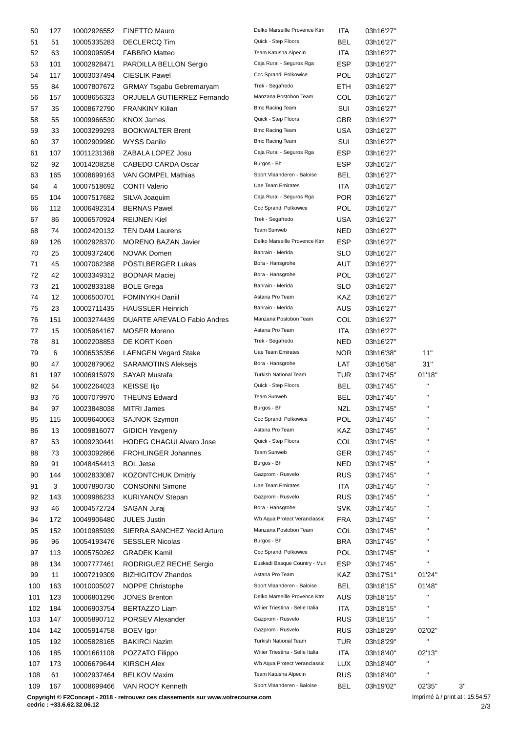| | | | | | | | | |
|---|---|---|---|---|---|---|---|---|
| 50 | 127 | 10002926552 | FINETTO Mauro | Delko Marseille Provence Ktm | ITA | 03h16'27'' | | |
| 51 | 51 | 10005335283 | DECLERCQ Tim | Quick - Step Floors | BEL | 03h16'27'' | | |
| 52 | 63 | 10009095954 | FABBRO Matteo | Team Katusha Alpecin | ITA | 03h16'27'' | | |
| 53 | 101 | 10002928471 | PARDILLA BELLON Sergio | Caja Rural - Seguros Rga | ESP | 03h16'27'' | | |
| 54 | 117 | 10003037494 | CIESLIK Pawel | Ccc Sprandi Polkowice | POL | 03h16'27'' | | |
| 55 | 84 | 10007807672 | GRMAY Tsgabu Gebremaryam | Trek - Segafredo | ETH | 03h16'27'' | | |
| 56 | 157 | 10008656323 | ORJUELA GUTIERREZ Fernando | Manzana Postobon Team | COL | 03h16'27'' | | |
| 57 | 35 | 10008672790 | FRANKINY Kilian | Bmc Racing Team | SUI | 03h16'27'' | | |
| 58 | 55 | 10009966530 | KNOX James | Quick - Step Floors | GBR | 03h16'27'' | | |
| 59 | 33 | 10003299293 | BOOKWALTER Brent | Bmc Racing Team | USA | 03h16'27'' | | |
| 60 | 37 | 10002909980 | WYSS Danilo | Bmc Racing Team | SUI | 03h16'27'' | | |
| 61 | 107 | 10011231368 | ZABALA LOPEZ Josu | Caja Rural - Seguros Rga | ESP | 03h16'27'' | | |
| 62 | 92 | 10014208258 | CABEDO CARDA Oscar | Burgos - Bh | ESP | 03h16'27'' | | |
| 63 | 165 | 10008699163 | VAN GOMPEL Mathias | Sport Vlaanderen - Baloise | BEL | 03h16'27'' | | |
| 64 | 4 | 10007518692 | CONTI Valerio | Uae Team Emirates | ITA | 03h16'27'' | | |
| 65 | 104 | 10007517682 | SILVA Joaquim | Caja Rural - Seguros Rga | POR | 03h16'27'' | | |
| 66 | 112 | 10006492314 | BERNAS Pawel | Ccc Sprandi Polkowice | POL | 03h16'27'' | | |
| 67 | 86 | 10006570924 | REIJNEN Kiel | Trek - Segafredo | USA | 03h16'27'' | | |
| 68 | 74 | 10002420132 | TEN DAM Laurens | Team Sunweb | NED | 03h16'27'' | | |
| 69 | 126 | 10002928370 | MORENO BAZAN Javier | Delko Marseille Provence Ktm | ESP | 03h16'27'' | | |
| 70 | 25 | 10009372406 | NOVAK Domen | Bahrain - Merida | SLO | 03h16'27'' | | |
| 71 | 45 | 10007062388 | PÖSTLBERGER Lukas | Bora - Hansgrohe | AUT | 03h16'27'' | | |
| 72 | 42 | 10003349312 | BODNAR Maciej | Bora - Hansgrohe | POL | 03h16'27'' | | |
| 73 | 21 | 10002833188 | BOLE Grega | Bahrain - Merida | SLO | 03h16'27'' | | |
| 74 | 12 | 10006500701 | FOMINYKH Daniil | Astana Pro Team | KAZ | 03h16'27'' | | |
| 75 | 23 | 10002711435 | HAUSSLER Heinrich | Bahrain - Merida | AUS | 03h16'27'' | | |
| 76 | 151 | 10003274439 | DUARTE AREVALO Fabio Andres | Manzana Postobon Team | COL | 03h16'27'' | | |
| 77 | 15 | 10005964167 | MOSER Moreno | Astana Pro Team | ITA | 03h16'27'' | | |
| 78 | 81 | 10002208853 | DE KORT Koen | Trek - Segafredo | NED | 03h16'27'' | | |
| 79 | 6 | 10006535356 | LAENGEN Vegard Stake | Uae Team Emirates | NOR | 03h16'38'' | 11'' | |
| 80 | 47 | 10002879062 | SARAMOTINS Aleksejs | Bora - Hansgrohe | LAT | 03h16'58'' | 31'' | |
| 81 | 197 | 10006915979 | SAYAR Mustafa | Turkish National Team | TUR | 03h17'45'' | 01'18'' | |
| 82 | 54 | 10002264023 | KEISSE Iljo | Quick - Step Floors | BEL | 03h17'45'' | '' | |
| 83 | 76 | 10007079970 | THEUNS Edward | Team Sunweb | BEL | 03h17'45'' | '' | |
| 84 | 97 | 10023848038 | MITRI James | Burgos - Bh | NZL | 03h17'45'' | '' | |
| 85 | 115 | 10009640063 | SAJNOK Szymon | Ccc Sprandi Polkowice | POL | 03h17'45'' | '' | |
| 86 | 13 | 10009816077 | GIDICH Yevgeniy | Astana Pro Team | KAZ | 03h17'45'' | '' | |
| 87 | 53 | 10009230441 | HODEG CHAGUI Alvaro Jose | Quick - Step Floors | COL | 03h17'45'' | '' | |
| 88 | 73 | 10003092866 | FROHLINGER Johannes | Team Sunweb | GER | 03h17'45'' | '' | |
| 89 | 91 | 10048454413 | BOL Jetse | Burgos - Bh | NED | 03h17'45'' | '' | |
| 90 | 144 | 10002833087 | KOZONTCHUK Dmitriy | Gazprom - Rusvelo | RUS | 03h17'45'' | '' | |
| 91 | 3 | 10007890730 | CONSONNI Simone | Uae Team Emirates | ITA | 03h17'45'' | '' | |
| 92 | 143 | 10009986233 | KURIYANOV Stepan | Gazprom - Rusvelo | RUS | 03h17'45'' | '' | |
| 93 | 46 | 10004572724 | SAGAN Juraj | Bora - Hansgrohe | SVK | 03h17'45'' | '' | |
| 94 | 172 | 10049906480 | JULES Justin | Wb Aqua Protect Veranclassic | FRA | 03h17'45'' | '' | |
| 95 | 152 | 10010985939 | SIERRA SANCHEZ Yecid Arturo | Manzana Postobon Team | COL | 03h17'45'' | '' | |
| 96 | 96 | 10054193476 | SESSLER Nicolas | Burgos - Bh | BRA | 03h17'45'' | '' | |
| 97 | 113 | 10005750262 | GRADEK Kamil | Ccc Sprandi Polkowice | POL | 03h17'45'' | '' | |
| 98 | 134 | 10007777461 | RODRIGUEZ RECHE Sergio | Euskadi Basque Country - Muri | ESP | 03h17'45'' | '' | |
| 99 | 11 | 10007219309 | BIZHIGITOV Zhandos | Astana Pro Team | KAZ | 03h17'51'' | 01'24'' | |
| 100 | 163 | 10010005027 | NOPPE Christophe | Sport Vlaanderen - Baloise | BEL | 03h18'15'' | 01'48'' | |
| 101 | 123 | 10006801296 | JONES Brenton | Delko Marseille Provence Ktm | AUS | 03h18'15'' | '' | |
| 102 | 184 | 10006903754 | BERTAZZO Liam | Wilier Triestina - Selle Italia | ITA | 03h18'15'' | '' | |
| 103 | 147 | 10005890712 | PORSEV Alexander | Gazprom - Rusvelo | RUS | 03h18'15'' | '' | |
| 104 | 142 | 10005914758 | BOEV Igor | Gazprom - Rusvelo | RUS | 03h18'29'' | 02'02'' | |
| 105 | 192 | 10005828165 | BAKIRCI Nazim | Turkish National Team | TUR | 03h18'29'' | '' | |
| 106 | 185 | 10001661108 | POZZATO Filippo | Wilier Triestina - Selle Italia | ITA | 03h18'40'' | 02'13'' | |
| 107 | 173 | 10006679644 | KIRSCH Alex | Wb Aqua Protect Veranclassic | LUX | 03h18'40'' | '' | |
| 108 | 61 | 10002937464 | BELKOV Maxim | Team Katusha Alpecin | RUS | 03h18'40'' | '' | |
| 109 | 167 | 10008699466 | VAN ROOY Kenneth | Sport Vlaanderen - Baloise | BEL | 03h19'02'' | 02'35'' | 3'' |

**Copyright © F2Concept - 2018 - retrouvez ces classements sur www.votrecourse.com**
**cedric : +33.6.62.32.06.12**

Imprimé à / print at : 15:54:57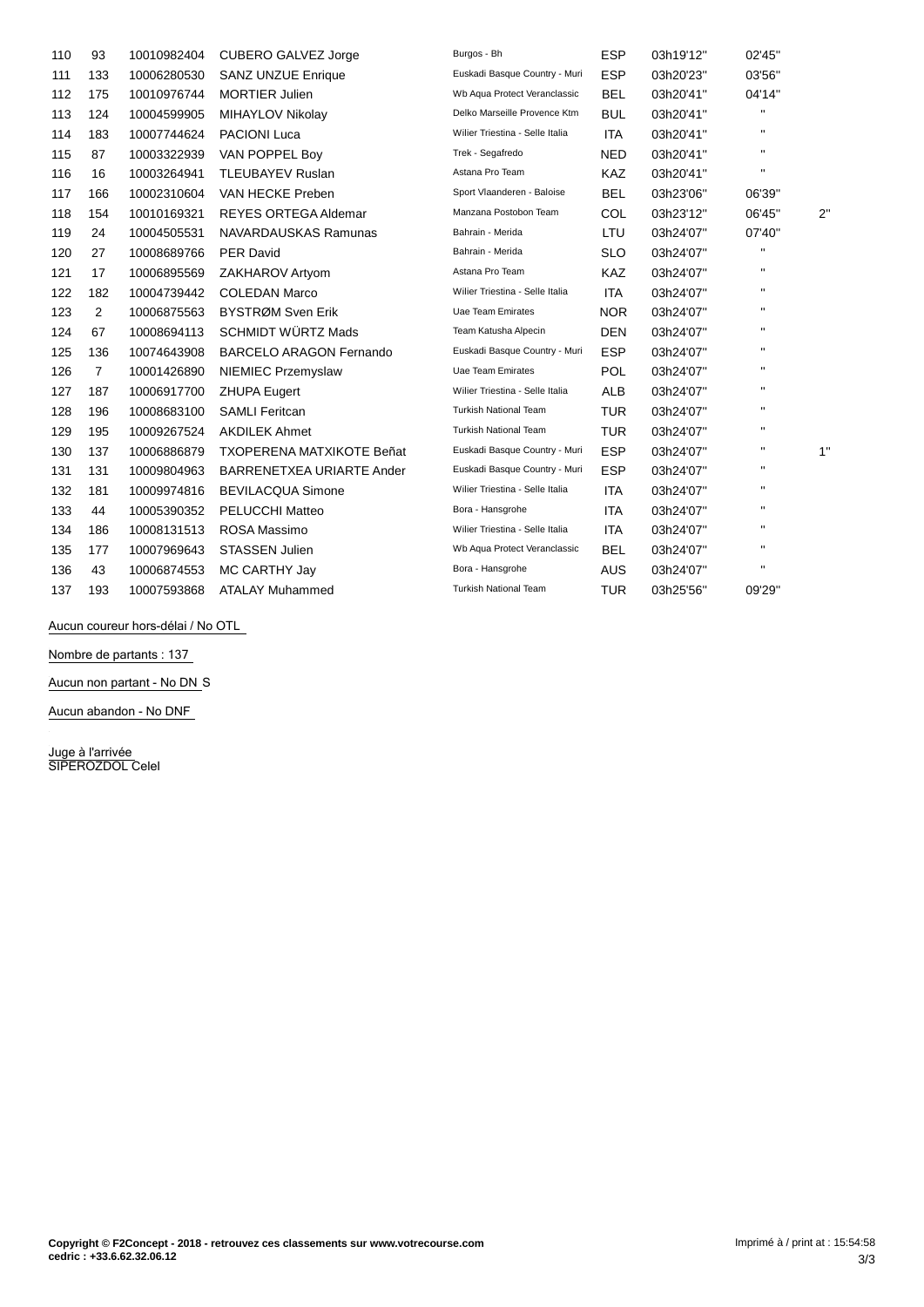| | | | | | | | | |
|---|---|---|---|---|---|---|---|---|
| 110 | 93 | 10010982404 | CUBERO GALVEZ Jorge | Burgos - Bh | ESP | 03h19'12'' | 02'45'' | |
| 111 | 133 | 10006280530 | SANZ UNZUE Enrique | Euskadi Basque Country - Muri | ESP | 03h20'23'' | 03'56'' | |
| 112 | 175 | 10010976744 | MORTIER Julien | Wb Aqua Protect Veranclassic | BEL | 03h20'41'' | 04'14'' | |
| 113 | 124 | 10004599905 | MIHAYLOV Nikolay | Delko Marseille Provence Ktm | BUL | 03h20'41'' | '' | |
| 114 | 183 | 10007744624 | PACIONI Luca | Wilier Triestina - Selle Italia | ITA | 03h20'41'' | '' | |
| 115 | 87 | 10003322939 | VAN POPPEL Boy | Trek - Segafredo | NED | 03h20'41'' | '' | |
| 116 | 16 | 10003264941 | TLEUBAYEV Ruslan | Astana Pro Team | KAZ | 03h20'41'' | '' | |
| 117 | 166 | 10002310604 | VAN HECKE Preben | Sport Vlaanderen - Baloise | BEL | 03h23'06'' | 06'39'' | |
| 118 | 154 | 10010169321 | REYES ORTEGA Aldemar | Manzana Postobon Team | COL | 03h23'12'' | 06'45'' | 2'' |
| 119 | 24 | 10004505531 | NAVARDAUSKAS Ramunas | Bahrain - Merida | LTU | 03h24'07'' | 07'40'' | |
| 120 | 27 | 10008689766 | PER David | Bahrain - Merida | SLO | 03h24'07'' | '' | |
| 121 | 17 | 10006895569 | ZAKHAROV Artyom | Astana Pro Team | KAZ | 03h24'07'' | '' | |
| 122 | 182 | 10004739442 | COLEDAN Marco | Wilier Triestina - Selle Italia | ITA | 03h24'07'' | '' | |
| 123 | 2 | 10006875563 | BYSTRØM Sven Erik | Uae Team Emirates | NOR | 03h24'07'' | '' | |
| 124 | 67 | 10008694113 | SCHMIDT WÜRTZ Mads | Team Katusha Alpecin | DEN | 03h24'07'' | '' | |
| 125 | 136 | 10074643908 | BARCELO ARAGON Fernando | Euskadi Basque Country - Muri | ESP | 03h24'07'' | '' | |
| 126 | 7 | 10001426890 | NIEMIEC Przemyslaw | Uae Team Emirates | POL | 03h24'07'' | '' | |
| 127 | 187 | 10006917700 | ZHUPA Eugert | Wilier Triestina - Selle Italia | ALB | 03h24'07'' | '' | |
| 128 | 196 | 10008683100 | SAMLI Feritcan | Turkish National Team | TUR | 03h24'07'' | '' | |
| 129 | 195 | 10009267524 | AKDILEK Ahmet | Turkish National Team | TUR | 03h24'07'' | '' | |
| 130 | 137 | 10006886879 | TXOPERENA MATXIKOTE Beñat | Euskadi Basque Country - Muri | ESP | 03h24'07'' | '' | 1'' |
| 131 | 131 | 10009804963 | BARRENETXEA URIARTE Ander | Euskadi Basque Country - Muri | ESP | 03h24'07'' | '' | |
| 132 | 181 | 10009974816 | BEVILACQUA Simone | Wilier Triestina - Selle Italia | ITA | 03h24'07'' | '' | |
| 133 | 44 | 10005390352 | PELUCCHI Matteo | Bora - Hansgrohe | ITA | 03h24'07'' | '' | |
| 134 | 186 | 10008131513 | ROSA Massimo | Wilier Triestina - Selle Italia | ITA | 03h24'07'' | '' | |
| 135 | 177 | 10007969643 | STASSEN Julien | Wb Aqua Protect Veranclassic | BEL | 03h24'07'' | '' | |
| 136 | 43 | 10006874553 | MC CARTHY Jay | Bora - Hansgrohe | AUS | 03h24'07'' | '' | |
| 137 | 193 | 10007593868 | ATALAY Muhammed | Turkish National Team | TUR | 03h25'56'' | 09'29'' | |

Aucun coureur hors-délai / No OTL

Nombre de partants : 137

Aucun non partant - No DNS

Aucun abandon - No DNF

Juge à l'arrivée
SIPEROZDOL Celel

**Copyright © F2Concept - 2018 - retrouvez ces classements sur www.votrecourse.com**
**cedric : +33.6.62.32.06.12**

Imprimé à / print at : 15:54:58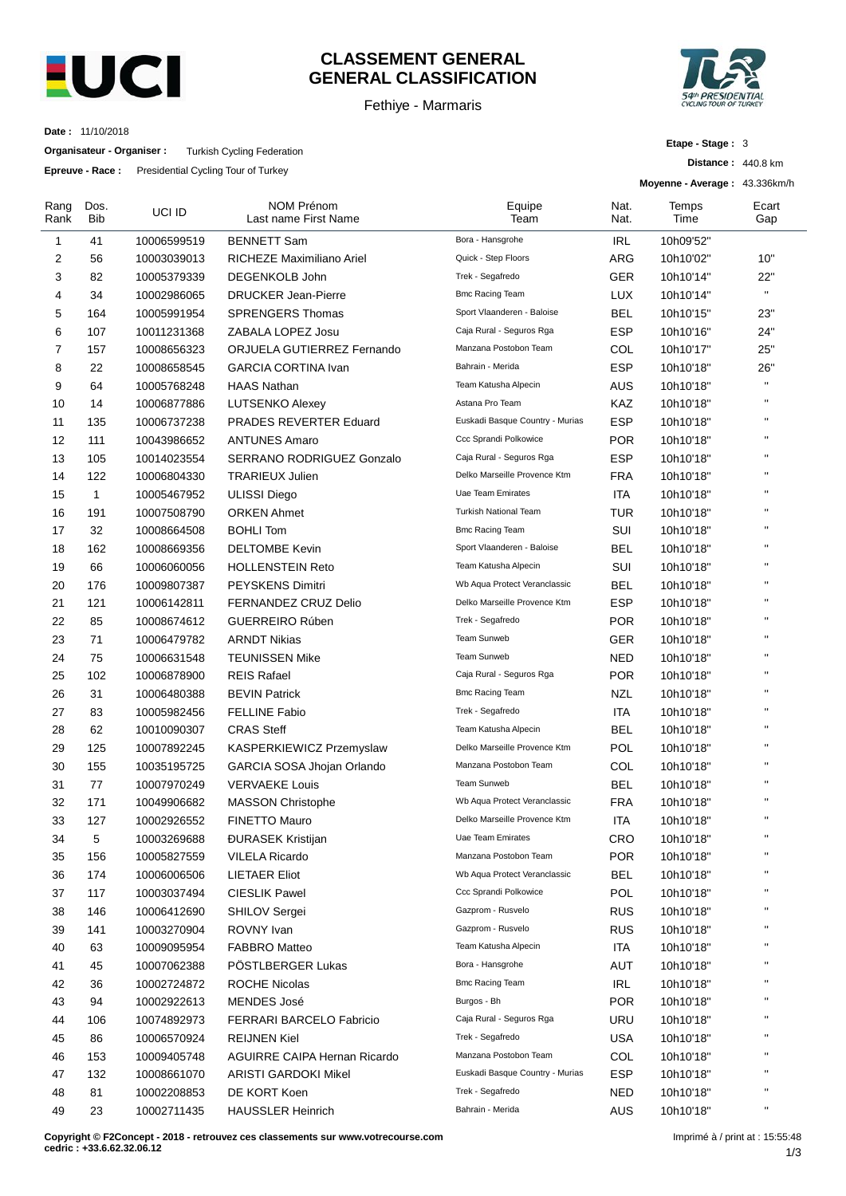# CLASSEMENT GENERAL
# GENERAL CLASSIFICATION

Fethiye - Marmaris

**Date :** 11/10/2018

**Organisateur - Organiser :** Turkish Cycling Federation

**Epreuve - Race :** Presidential Cycling Tour of Turkey

**Etape - Stage :** 3

**Distance :** 440.8 km

**Moyenne - Average :** 43.336km/h

| Rang Rank | Dos. Bib | UCI ID | NOM Prénom Last name First Name | Equipe Team | Nat. Nat. | Temps Time | Ecart Gap |
|---|---|---|---|---|---|---|---|
| 1 | 41 | 10006599519 | BENNETT Sam | Bora - Hansgrohe | IRL | 10h09'52" | |
| 2 | 56 | 10003039013 | RICHEZE Maximiliano Ariel | Quick - Step Floors | ARG | 10h10'02" | 10" |
| 3 | 82 | 10005379339 | DEGENKOLB John | Trek - Segafredo | GER | 10h10'14" | 22" |
| 4 | 34 | 10002986065 | DRUCKER Jean-Pierre | Bmc Racing Team | LUX | 10h10'14" | " |
| 5 | 164 | 10005991954 | SPRENGERS Thomas | Sport Vlaanderen - Baloise | BEL | 10h10'15" | 23" |
| 6 | 107 | 10011231368 | ZABALA LOPEZ Josu | Caja Rural - Seguros Rga | ESP | 10h10'16" | 24" |
| 7 | 157 | 10008656323 | ORJUELA GUTIERREZ Fernando | Manzana Postobon Team | COL | 10h10'17" | 25" |
| 8 | 22 | 10008658545 | GARCIA CORTINA Ivan | Bahrain - Merida | ESP | 10h10'18" | 26" |
| 9 | 64 | 10005768248 | HAAS Nathan | Team Katusha Alpecin | AUS | 10h10'18" | " |
| 10 | 14 | 10006877886 | LUTSENKO Alexey | Astana Pro Team | KAZ | 10h10'18" | " |
| 11 | 135 | 10006737238 | PRADES REVERTER Eduard | Euskadi Basque Country - Murias | ESP | 10h10'18" | " |
| 12 | 111 | 10043986652 | ANTUNES Amaro | Ccc Sprandi Polkowice | POR | 10h10'18" | " |
| 13 | 105 | 10014023554 | SERRANO RODRIGUEZ Gonzalo | Caja Rural - Seguros Rga | ESP | 10h10'18" | " |
| 14 | 122 | 10006804330 | TRARIEUX Julien | Delko Marseille Provence Ktm | FRA | 10h10'18" | " |
| 15 | 1 | 10005467952 | ULISSI Diego | Uae Team Emirates | ITA | 10h10'18" | " |
| 16 | 191 | 10007508790 | ORKEN Ahmet | Turkish National Team | TUR | 10h10'18" | " |
| 17 | 32 | 10008664508 | BOHLI Tom | Bmc Racing Team | SUI | 10h10'18" | " |
| 18 | 162 | 10008669356 | DELTOMBE Kevin | Sport Vlaanderen - Baloise | BEL | 10h10'18" | " |
| 19 | 66 | 10006060056 | HOLLENSTEIN Reto | Team Katusha Alpecin | SUI | 10h10'18" | " |
| 20 | 176 | 10009807387 | PEYSKENS Dimitri | Wb Aqua Protect Veranclassic | BEL | 10h10'18" | " |
| 21 | 121 | 10006142811 | FERNANDEZ CRUZ Delio | Delko Marseille Provence Ktm | ESP | 10h10'18" | " |
| 22 | 85 | 10008674612 | GUERREIRO Rúben | Trek - Segafredo | POR | 10h10'18" | " |
| 23 | 71 | 10006479782 | ARNDT Nikias | Team Sunweb | GER | 10h10'18" | " |
| 24 | 75 | 10006631548 | TEUNISSEN Mike | Team Sunweb | NED | 10h10'18" | " |
| 25 | 102 | 10006878900 | REIS Rafael | Caja Rural - Seguros Rga | POR | 10h10'18" | " |
| 26 | 31 | 10006480388 | BEVIN Patrick | Bmc Racing Team | NZL | 10h10'18" | " |
| 27 | 83 | 10005982456 | FELLINE Fabio | Trek - Segafredo | ITA | 10h10'18" | " |
| 28 | 62 | 10010090307 | CRAS Steff | Team Katusha Alpecin | BEL | 10h10'18" | " |
| 29 | 125 | 10007892245 | KASPERKIEWICZ Przemyslaw | Delko Marseille Provence Ktm | POL | 10h10'18" | " |
| 30 | 155 | 10035195725 | GARCIA SOSA Jhojan Orlando | Manzana Postobon Team | COL | 10h10'18" | " |
| 31 | 77 | 10007970249 | VERVAEKE Louis | Team Sunweb | BEL | 10h10'18" | " |
| 32 | 171 | 10049906682 | MASSON Christophe | Wb Aqua Protect Veranclassic | FRA | 10h10'18" | " |
| 33 | 127 | 10002926552 | FINETTO Mauro | Delko Marseille Provence Ktm | ITA | 10h10'18" | " |
| 34 | 5 | 10003269688 | ĐURASEK Kristijan | Uae Team Emirates | CRO | 10h10'18" | " |
| 35 | 156 | 10005827559 | VILELA Ricardo | Manzana Postobon Team | POR | 10h10'18" | " |
| 36 | 174 | 10006006506 | LIETAER Eliot | Wb Aqua Protect Veranclassic | BEL | 10h10'18" | " |
| 37 | 117 | 10003037494 | CIESLIK Pawel | Ccc Sprandi Polkowice | POL | 10h10'18" | " |
| 38 | 146 | 10006412690 | SHILOV Sergei | Gazprom - Rusvelo | RUS | 10h10'18" | " |
| 39 | 141 | 10003270904 | ROVNY Ivan | Gazprom - Rusvelo | RUS | 10h10'18" | " |
| 40 | 63 | 10009095954 | FABBRO Matteo | Team Katusha Alpecin | ITA | 10h10'18" | " |
| 41 | 45 | 10007062388 | PÖSTLBERGER Lukas | Bora - Hansgrohe | AUT | 10h10'18" | " |
| 42 | 36 | 10002724872 | ROCHE Nicolas | Bmc Racing Team | IRL | 10h10'18" | " |
| 43 | 94 | 10002922613 | MENDES José | Burgos - Bh | POR | 10h10'18" | " |
| 44 | 106 | 10074892973 | FERRARI BARCELO Fabricio | Caja Rural - Seguros Rga | URU | 10h10'18" | " |
| 45 | 86 | 10006570924 | REIJNEN Kiel | Trek - Segafredo | USA | 10h10'18" | " |
| 46 | 153 | 10009405748 | AGUIRRE CAIPA Hernan Ricardo | Manzana Postobon Team | COL | 10h10'18" | " |
| 47 | 132 | 10008661070 | ARISTI GARDOKI Mikel | Euskadi Basque Country - Murias | ESP | 10h10'18" | " |
| 48 | 81 | 10002208853 | DE KORT Koen | Trek - Segafredo | NED | 10h10'18" | " |
| 49 | 23 | 10002711435 | HAUSSLER Heinrich | Bahrain - Merida | AUS | 10h10'18" | " |

**Copyright © F2Concept - 2018 - retrouvez ces classements sur www.votrecourse.com**
**cedric : +33.6.62.32.06.12**

Imprimé à / print at : 15:55:48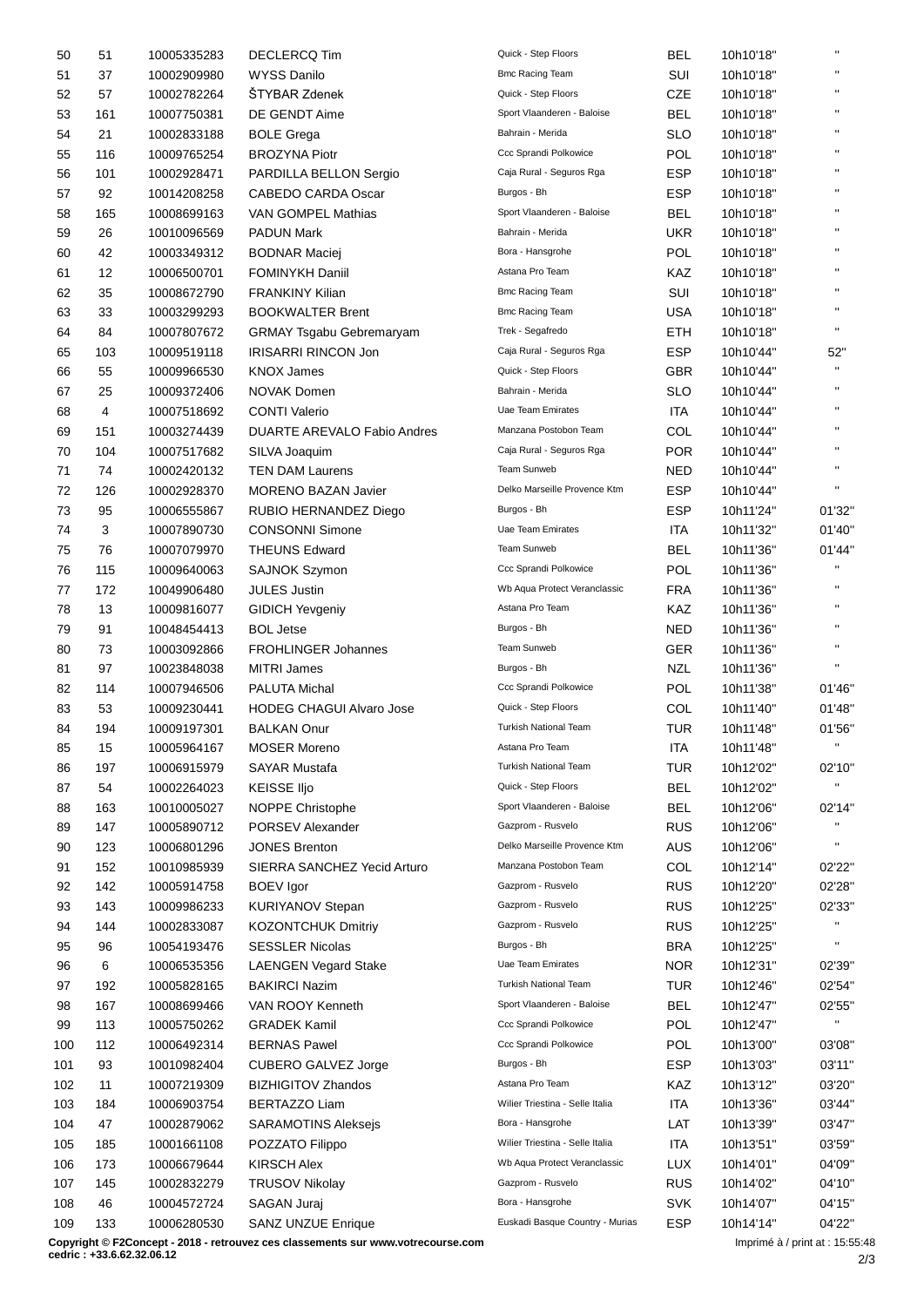| | | | | | | | |
|---|---|---|---|---|---|---|---|
| 50 | 51 | 10005335283 | DECLERCQ Tim | Quick - Step Floors | BEL | 10h10'18'' | '' |
| 51 | 37 | 10002909980 | WYSS Danilo | Bmc Racing Team | SUI | 10h10'18'' | '' |
| 52 | 57 | 10002782264 | ŠTYBAR Zdenek | Quick - Step Floors | CZE | 10h10'18'' | '' |
| 53 | 161 | 10007750381 | DE GENDT Aime | Sport Vlaanderen - Baloise | BEL | 10h10'18'' | '' |
| 54 | 21 | 10002833188 | BOLE Grega | Bahrain - Merida | SLO | 10h10'18'' | '' |
| 55 | 116 | 10009765254 | BROZYNA Piotr | Ccc Sprandi Polkowice | POL | 10h10'18'' | '' |
| 56 | 101 | 10002928471 | PARDILLA BELLON Sergio | Caja Rural - Seguros Rga | ESP | 10h10'18'' | '' |
| 57 | 92 | 10014208258 | CABEDO CARDA Oscar | Burgos - Bh | ESP | 10h10'18'' | '' |
| 58 | 165 | 10008699163 | VAN GOMPEL Mathias | Sport Vlaanderen - Baloise | BEL | 10h10'18'' | '' |
| 59 | 26 | 10010096569 | PADUN Mark | Bahrain - Merida | UKR | 10h10'18'' | '' |
| 60 | 42 | 10003349312 | BODNAR Maciej | Bora - Hansgrohe | POL | 10h10'18'' | '' |
| 61 | 12 | 10006500701 | FOMINYKH Daniil | Astana Pro Team | KAZ | 10h10'18'' | '' |
| 62 | 35 | 10008672790 | FRANKINY Kilian | Bmc Racing Team | SUI | 10h10'18'' | '' |
| 63 | 33 | 10003299293 | BOOKWALTER Brent | Bmc Racing Team | USA | 10h10'18'' | '' |
| 64 | 84 | 10007807672 | GRMAY Tsgabu Gebremaryam | Trek - Segafredo | ETH | 10h10'18'' | '' |
| 65 | 103 | 10009519118 | IRISARRI RINCON Jon | Caja Rural - Seguros Rga | ESP | 10h10'44'' | 52'' |
| 66 | 55 | 10009966530 | KNOX James | Quick - Step Floors | GBR | 10h10'44'' | '' |
| 67 | 25 | 10009372406 | NOVAK Domen | Bahrain - Merida | SLO | 10h10'44'' | '' |
| 68 | 4 | 10007518692 | CONTI Valerio | Uae Team Emirates | ITA | 10h10'44'' | '' |
| 69 | 151 | 10003274439 | DUARTE AREVALO Fabio Andres | Manzana Postobon Team | COL | 10h10'44'' | '' |
| 70 | 104 | 10007517682 | SILVA Joaquim | Caja Rural - Seguros Rga | POR | 10h10'44'' | '' |
| 71 | 74 | 10002420132 | TEN DAM Laurens | Team Sunweb | NED | 10h10'44'' | '' |
| 72 | 126 | 10002928370 | MORENO BAZAN Javier | Delko Marseille Provence Ktm | ESP | 10h10'44'' | '' |
| 73 | 95 | 10006555867 | RUBIO HERNANDEZ Diego | Burgos - Bh | ESP | 10h11'24'' | 01'32'' |
| 74 | 3 | 10007890730 | CONSONNI Simone | Uae Team Emirates | ITA | 10h11'32'' | 01'40'' |
| 75 | 76 | 10007079970 | THEUNS Edward | Team Sunweb | BEL | 10h11'36'' | 01'44'' |
| 76 | 115 | 10009640063 | SAJNOK Szymon | Ccc Sprandi Polkowice | POL | 10h11'36'' | '' |
| 77 | 172 | 10049906480 | JULES Justin | Wb Aqua Protect Veranclassic | FRA | 10h11'36'' | '' |
| 78 | 13 | 10009816077 | GIDICH Yevgeniy | Astana Pro Team | KAZ | 10h11'36'' | '' |
| 79 | 91 | 10048454413 | BOL Jetse | Burgos - Bh | NED | 10h11'36'' | '' |
| 80 | 73 | 10003092866 | FROHLINGER Johannes | Team Sunweb | GER | 10h11'36'' | '' |
| 81 | 97 | 10023848038 | MITRI James | Burgos - Bh | NZL | 10h11'36'' | '' |
| 82 | 114 | 10007946506 | PALUTA Michal | Ccc Sprandi Polkowice | POL | 10h11'38'' | 01'46'' |
| 83 | 53 | 10009230441 | HODEG CHAGUI Alvaro Jose | Quick - Step Floors | COL | 10h11'40'' | 01'48'' |
| 84 | 194 | 10009197301 | BALKAN Onur | Turkish National Team | TUR | 10h11'48'' | 01'56'' |
| 85 | 15 | 10005964167 | MOSER Moreno | Astana Pro Team | ITA | 10h11'48'' | '' |
| 86 | 197 | 10006915979 | SAYAR Mustafa | Turkish National Team | TUR | 10h12'02'' | 02'10'' |
| 87 | 54 | 10002264023 | KEISSE Iljo | Quick - Step Floors | BEL | 10h12'02'' | '' |
| 88 | 163 | 10010005027 | NOPPE Christophe | Sport Vlaanderen - Baloise | BEL | 10h12'06'' | 02'14'' |
| 89 | 147 | 10005890712 | PORSEV Alexander | Gazprom - Rusvelo | RUS | 10h12'06'' | '' |
| 90 | 123 | 10006801296 | JONES Brenton | Delko Marseille Provence Ktm | AUS | 10h12'06'' | '' |
| 91 | 152 | 10010985939 | SIERRA SANCHEZ Yecid Arturo | Manzana Postobon Team | COL | 10h12'14'' | 02'22'' |
| 92 | 142 | 10005914758 | BOEV Igor | Gazprom - Rusvelo | RUS | 10h12'20'' | 02'28'' |
| 93 | 143 | 10009986233 | KURIYANOV Stepan | Gazprom - Rusvelo | RUS | 10h12'25'' | 02'33'' |
| 94 | 144 | 10002833087 | KOZONTCHUK Dmitriy | Gazprom - Rusvelo | RUS | 10h12'25'' | '' |
| 95 | 96 | 10054193476 | SESSLER Nicolas | Burgos - Bh | BRA | 10h12'25'' | '' |
| 96 | 6 | 10006535356 | LAENGEN Vegard Stake | Uae Team Emirates | NOR | 10h12'31'' | 02'39'' |
| 97 | 192 | 10005828165 | BAKIRCI Nazim | Turkish National Team | TUR | 10h12'46'' | 02'54'' |
| 98 | 167 | 10008699466 | VAN ROOY Kenneth | Sport Vlaanderen - Baloise | BEL | 10h12'47'' | 02'55'' |
| 99 | 113 | 10005750262 | GRADEK Kamil | Ccc Sprandi Polkowice | POL | 10h12'47'' | '' |
| 100 | 112 | 10006492314 | BERNAS Pawel | Ccc Sprandi Polkowice | POL | 10h13'00'' | 03'08'' |
| 101 | 93 | 10010982404 | CUBERO GALVEZ Jorge | Burgos - Bh | ESP | 10h13'03'' | 03'11'' |
| 102 | 11 | 10007219309 | BIZHIGITOV Zhandos | Astana Pro Team | KAZ | 10h13'12'' | 03'20'' |
| 103 | 184 | 10006903754 | BERTAZZO Liam | Wilier Triestina - Selle Italia | ITA | 10h13'36'' | 03'44'' |
| 104 | 47 | 10002879062 | SARAMOTINS Aleksejs | Bora - Hansgrohe | LAT | 10h13'39'' | 03'47'' |
| 105 | 185 | 10001661108 | POZZATO Filippo | Wilier Triestina - Selle Italia | ITA | 10h13'51'' | 03'59'' |
| 106 | 173 | 10006679644 | KIRSCH Alex | Wb Aqua Protect Veranclassic | LUX | 10h14'01'' | 04'09'' |
| 107 | 145 | 10002832279 | TRUSOV Nikolay | Gazprom - Rusvelo | RUS | 10h14'02'' | 04'10'' |
| 108 | 46 | 10004572724 | SAGAN Juraj | Bora - Hansgrohe | SVK | 10h14'07'' | 04'15'' |
| 109 | 133 | 10006280530 | SANZ UNZUE Enrique | Euskadi Basque Country - Murias | ESP | 10h14'14'' | 04'22'' |

**Copyright © F2Concept - 2018 - retrouvez ces classements sur www.votrecourse.com**
**cedric : +33.6.62.32.06.12**

Imprimé à / print at : 15:55:48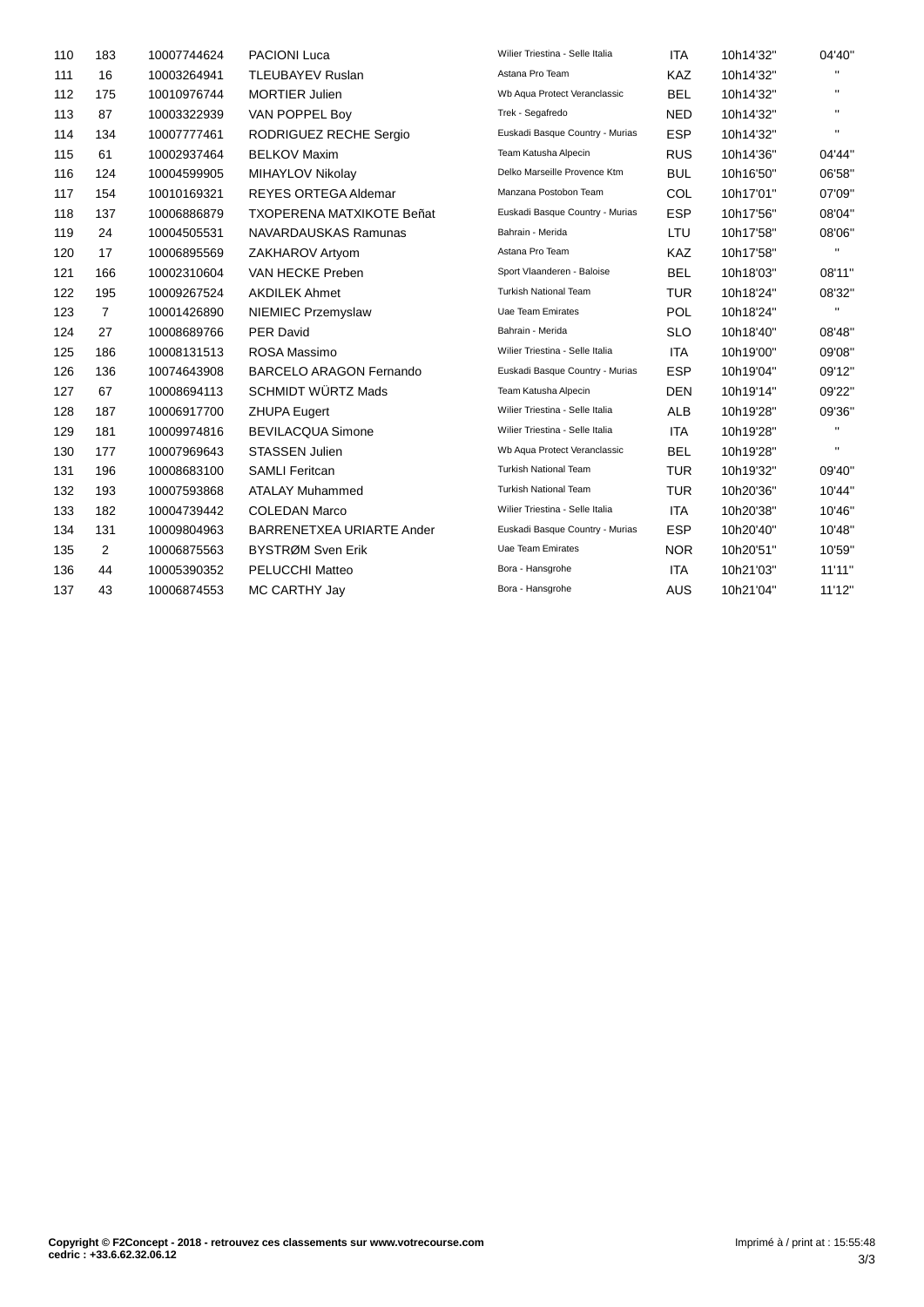| | | | | | | | |
|---|---|---|---|---|---|---|---|
| 110 | 183 | 10007744624 | PACIONI Luca | Wilier Triestina - Selle Italia | ITA | 10h14'32'' | 04'40'' |
| 111 | 16 | 10003264941 | TLEUBAYEV Ruslan | Astana Pro Team | KAZ | 10h14'32'' | '' |
| 112 | 175 | 10010976744 | MORTIER Julien | Wb Aqua Protect Veranclassic | BEL | 10h14'32'' | '' |
| 113 | 87 | 10003322939 | VAN POPPEL Boy | Trek - Segafredo | NED | 10h14'32'' | '' |
| 114 | 134 | 10007777461 | RODRIGUEZ RECHE Sergio | Euskadi Basque Country - Murias | ESP | 10h14'32'' | '' |
| 115 | 61 | 10002937464 | BELKOV Maxim | Team Katusha Alpecin | RUS | 10h14'36'' | 04'44'' |
| 116 | 124 | 10004599905 | MIHAYLOV Nikolay | Delko Marseille Provence Ktm | BUL | 10h16'50'' | 06'58'' |
| 117 | 154 | 10010169321 | REYES ORTEGA Aldemar | Manzana Postobon Team | COL | 10h17'01'' | 07'09'' |
| 118 | 137 | 10006886879 | TXOPERENA MATXIKOTE Beñat | Euskadi Basque Country - Murias | ESP | 10h17'56'' | 08'04'' |
| 119 | 24 | 10004505531 | NAVARDAUSKAS Ramunas | Bahrain - Merida | LTU | 10h17'58'' | 08'06'' |
| 120 | 17 | 10006895569 | ZAKHAROV Artyom | Astana Pro Team | KAZ | 10h17'58'' | '' |
| 121 | 166 | 10002310604 | VAN HECKE Preben | Sport Vlaanderen - Baloise | BEL | 10h18'03'' | 08'11'' |
| 122 | 195 | 10009267524 | AKDILEK Ahmet | Turkish National Team | TUR | 10h18'24'' | 08'32'' |
| 123 | 7 | 10001426890 | NIEMIEC Przemyslaw | Uae Team Emirates | POL | 10h18'24'' | '' |
| 124 | 27 | 10008689766 | PER David | Bahrain - Merida | SLO | 10h18'40'' | 08'48'' |
| 125 | 186 | 10008131513 | ROSA Massimo | Wilier Triestina - Selle Italia | ITA | 10h19'00'' | 09'08'' |
| 126 | 136 | 10074643908 | BARCELO ARAGON Fernando | Euskadi Basque Country - Murias | ESP | 10h19'04'' | 09'12'' |
| 127 | 67 | 10008694113 | SCHMIDT WÜRTZ Mads | Team Katusha Alpecin | DEN | 10h19'14'' | 09'22'' |
| 128 | 187 | 10006917700 | ZHUPA Eugert | Wilier Triestina - Selle Italia | ALB | 10h19'28'' | 09'36'' |
| 129 | 181 | 10009974816 | BEVILACQUA Simone | Wilier Triestina - Selle Italia | ITA | 10h19'28'' | '' |
| 130 | 177 | 10007969643 | STASSEN Julien | Wb Aqua Protect Veranclassic | BEL | 10h19'28'' | '' |
| 131 | 196 | 10008683100 | SAMLI Feritcan | Turkish National Team | TUR | 10h19'32'' | 09'40'' |
| 132 | 193 | 10007593868 | ATALAY Muhammed | Turkish National Team | TUR | 10h20'36'' | 10'44'' |
| 133 | 182 | 10004739442 | COLEDAN Marco | Wilier Triestina - Selle Italia | ITA | 10h20'38'' | 10'46'' |
| 134 | 131 | 10009804963 | BARRENETXEA URIARTE Ander | Euskadi Basque Country - Murias | ESP | 10h20'40'' | 10'48'' |
| 135 | 2 | 10006875563 | BYSTRØM Sven Erik | Uae Team Emirates | NOR | 10h20'51'' | 10'59'' |
| 136 | 44 | 10005390352 | PELUCCHI Matteo | Bora - Hansgrohe | ITA | 10h21'03'' | 11'11'' |
| 137 | 43 | 10006874553 | MC CARTHY Jay | Bora - Hansgrohe | AUS | 10h21'04'' | 11'12'' |

**Copyright © F2Concept - 2018 - retrouvez ces classements sur www.votrecourse.com**
**cedric : +33.6.62.32.06.12**

Imprimé à / print at : 15:55:48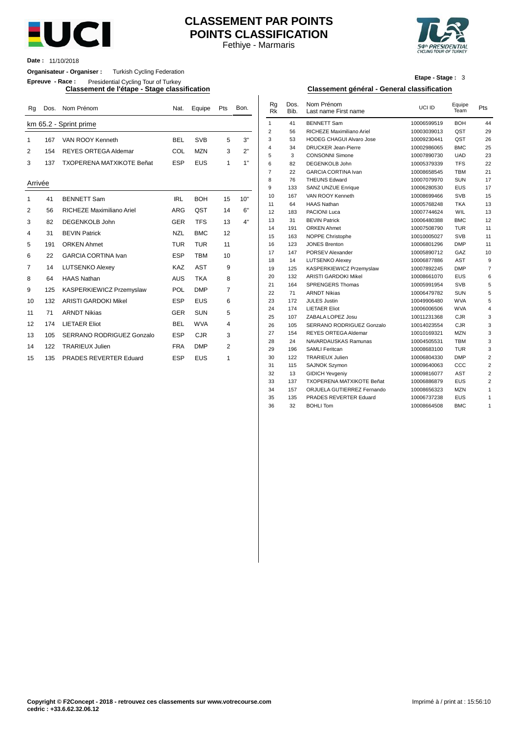# CLASSEMENT PAR POINTS
# POINTS CLASSIFICATION

Fethiye - Marmaris

**Date :** 11/10/2018

**Organisateur - Organiser :** Turkish Cycling Federation

**Epreuve - Race :** Presidential Cycling Tour of Turkey

**Etape - Stage :** 3

## Classement de l'étape - Stage classification

km 65.2 - Sprint prime

| Rg | Dos. | Nom Prénom | Nat. | Equipe | Pts | Bon. |
|---|---|---|---|---|---|---|
| 1 | 167 | VAN ROOY Kenneth | BEL | SVB | 5 | 3" |
| 2 | 154 | REYES ORTEGA Aldemar | COL | MZN | 3 | 2" |
| 3 | 137 | TXOPERENA MATXIKOTE Beñat | ESP | EUS | 1 | 1" |

Arrivée

| Rg | Dos. | Nom Prénom | Nat. | Equipe | Pts | Bon. |
|---|---|---|---|---|---|---|
| 1 | 41 | BENNETT Sam | IRL | BOH | 15 | 10" |
| 2 | 56 | RICHEZE Maximiliano Ariel | ARG | QST | 14 | 6" |
| 3 | 82 | DEGENKOLB John | GER | TFS | 13 | 4" |
| 4 | 31 | BEVIN Patrick | NZL | BMC | 12 | |
| 5 | 191 | ORKEN Ahmet | TUR | TUR | 11 | |
| 6 | 22 | GARCIA CORTINA Ivan | ESP | TBM | 10 | |
| 7 | 14 | LUTSENKO Alexey | KAZ | AST | 9 | |
| 8 | 64 | HAAS Nathan | AUS | TKA | 8 | |
| 9 | 125 | KASPERKIEWICZ Przemyslaw | POL | DMP | 7 | |
| 10 | 132 | ARISTI GARDOKI Mikel | ESP | EUS | 6 | |
| 11 | 71 | ARNDT Nikias | GER | SUN | 5 | |
| 12 | 174 | LIETAER Eliot | BEL | WVA | 4 | |
| 13 | 105 | SERRANO RODRIGUEZ Gonzalo | ESP | CJR | 3 | |
| 14 | 122 | TRARIEUX Julien | FRA | DMP | 2 | |
| 15 | 135 | PRADES REVERTER Eduard | ESP | EUS | 1 | |

## Classement général - General classification

| Rg Rk | Dos. Bib. | Nom Prénom Last name First name | UCI ID | Equipe Team | Pts |
|---|---|---|---|---|---|
| 1 | 41 | BENNETT Sam | 10006599519 | BOH | 44 |
| 2 | 56 | RICHEZE Maximiliano Ariel | 10003039013 | QST | 29 |
| 3 | 53 | HODEG CHAGUI Alvaro Jose | 10009230441 | QST | 26 |
| 4 | 34 | DRUCKER Jean-Pierre | 10002986065 | BMC | 25 |
| 5 | 3 | CONSONNI Simone | 10007890730 | UAD | 23 |
| 6 | 82 | DEGENKOLB John | 10005379339 | TFS | 22 |
| 7 | 22 | GARCIA CORTINA Ivan | 10008658545 | TBM | 21 |
| 8 | 76 | THEUNS Edward | 10007079970 | SUN | 17 |
| 9 | 133 | SANZ UNZUE Enrique | 10006280530 | EUS | 17 |
| 10 | 167 | VAN ROOY Kenneth | 10008699466 | SVB | 15 |
| 11 | 64 | HAAS Nathan | 10005768248 | TKA | 13 |
| 12 | 183 | PACIONI Luca | 10007744624 | WIL | 13 |
| 13 | 31 | BEVIN Patrick | 10006480388 | BMC | 12 |
| 14 | 191 | ORKEN Ahmet | 10007508790 | TUR | 11 |
| 15 | 163 | NOPPE Christophe | 10010005027 | SVB | 11 |
| 16 | 123 | JONES Brenton | 10006801296 | DMP | 11 |
| 17 | 147 | PORSEV Alexander | 10005890712 | GAZ | 10 |
| 18 | 14 | LUTSENKO Alexey | 10006877886 | AST | 9 |
| 19 | 125 | KASPERKIEWICZ Przemyslaw | 10007892245 | DMP | 7 |
| 20 | 132 | ARISTI GARDOKI Mikel | 10008661070 | EUS | 6 |
| 21 | 164 | SPRENGERS Thomas | 10005991954 | SVB | 5 |
| 22 | 71 | ARNDT Nikias | 10006479782 | SUN | 5 |
| 23 | 172 | JULES Justin | 10049906480 | WVA | 5 |
| 24 | 174 | LIETAER Eliot | 10006006506 | WVA | 4 |
| 25 | 107 | ZABALA LOPEZ Josu | 10011231368 | CJR | 3 |
| 26 | 105 | SERRANO RODRIGUEZ Gonzalo | 10014023554 | CJR | 3 |
| 27 | 154 | REYES ORTEGA Aldemar | 10010169321 | MZN | 3 |
| 28 | 24 | NAVARDAUSKAS Ramunas | 10004505531 | TBM | 3 |
| 29 | 196 | SAMLI Feritcan | 10008683100 | TUR | 3 |
| 30 | 122 | TRARIEUX Julien | 10006804330 | DMP | 2 |
| 31 | 115 | SAJNOK Szymon | 10009640063 | CCC | 2 |
| 32 | 13 | GIDICH Yevgeniy | 10009816077 | AST | 2 |
| 33 | 137 | TXOPERENA MATXIKOTE Beñat | 10006886879 | EUS | 2 |
| 34 | 157 | ORJUELA GUTIERREZ Fernando | 10008656323 | MZN | 1 |
| 35 | 135 | PRADES REVERTER Eduard | 10006737238 | EUS | 1 |
| 36 | 32 | BOHLI Tom | 10008664508 | BMC | 1 |

**Copyright © F2Concept - 2018 - retrouvez ces classements sur www.votrecourse.com**
**cedric : +33.6.62.32.06.12**

Imprimé à / print at : 15:56:10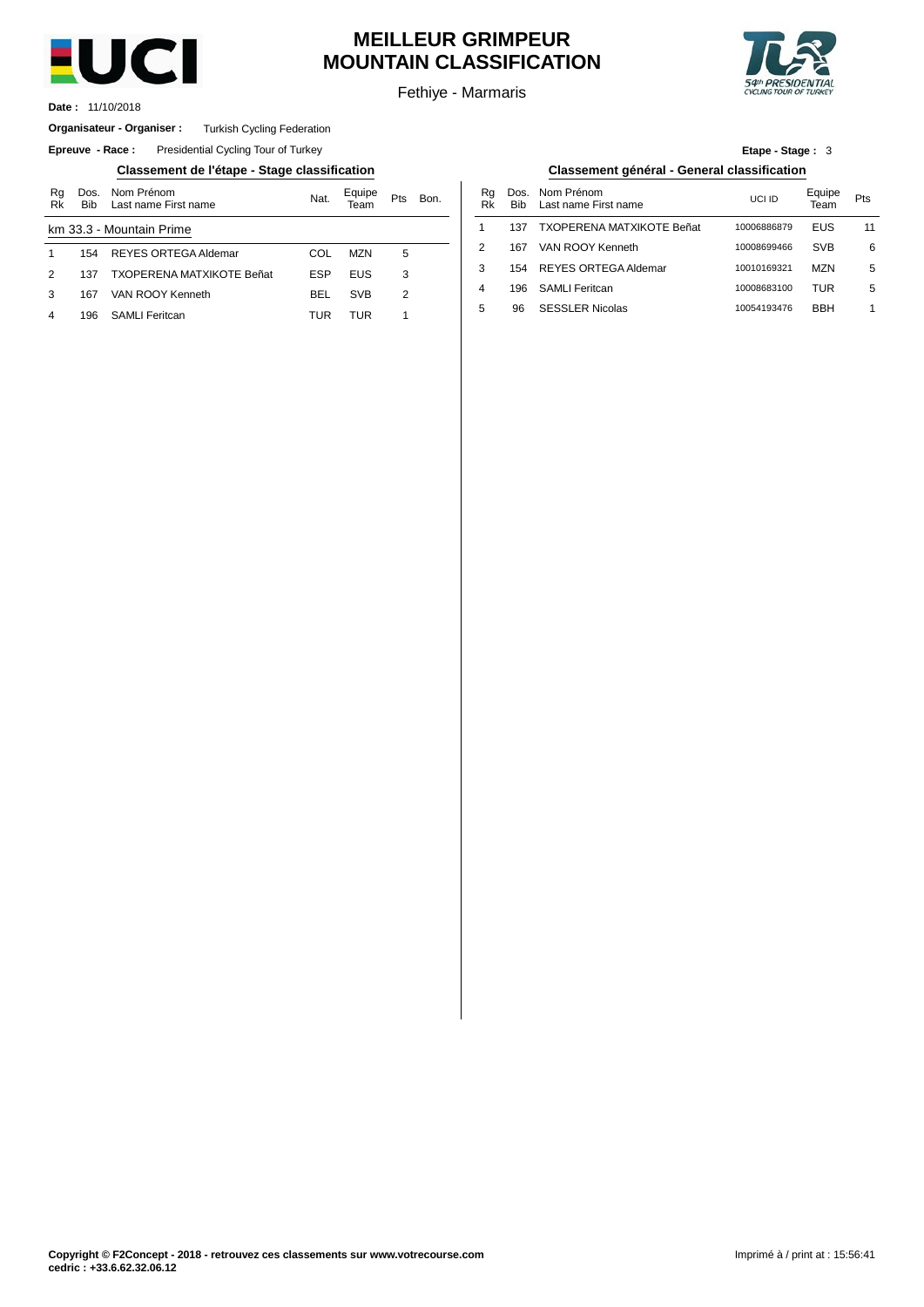# MEILLEUR GRIMPEUR
# MOUNTAIN CLASSIFICATION

Fethiye - Marmaris

**Date :** 11/10/2018

**Organisateur - Organiser :** Turkish Cycling Federation

**Epreuve - Race :** Presidential Cycling Tour of Turkey

**Etape - Stage :** 3

## Classement de l'étape - Stage classification

| Rg Rk | Dos. Bib | Nom Prénom Last name First name | Nat. | Equipe Team | Pts | Bon. |
|---|---|---|---|---|---|---|
| km 33.3 - Mountain Prime | | | | | | |
| 1 | 154 | REYES ORTEGA Aldemar | COL | MZN | 5 | |
| 2 | 137 | TXOPERENA MATXIKOTE Beñat | ESP | EUS | 3 | |
| 3 | 167 | VAN ROOY Kenneth | BEL | SVB | 2 | |
| 4 | 196 | SAMLI Feritcan | TUR | TUR | 1 | |

## Classement général - General classification

| Rg Rk | Dos. Bib | Nom Prénom Last name First name | UCI ID | Equipe Team | Pts |
|---|---|---|---|---|---|
| 1 | 137 | TXOPERENA MATXIKOTE Beñat | 10006886879 | EUS | 11 |
| 2 | 167 | VAN ROOY Kenneth | 10008699466 | SVB | 6 |
| 3 | 154 | REYES ORTEGA Aldemar | 10010169321 | MZN | 5 |
| 4 | 196 | SAMLI Feritcan | 10008683100 | TUR | 5 |
| 5 | 96 | SESSLER Nicolas | 10054193476 | BBH | 1 |

**Copyright © F2Concept - 2018 - retrouvez ces classements sur www.votrecourse.com**
**cedric : +33.6.62.32.06.12**

Imprimé à / print at : 15:56:41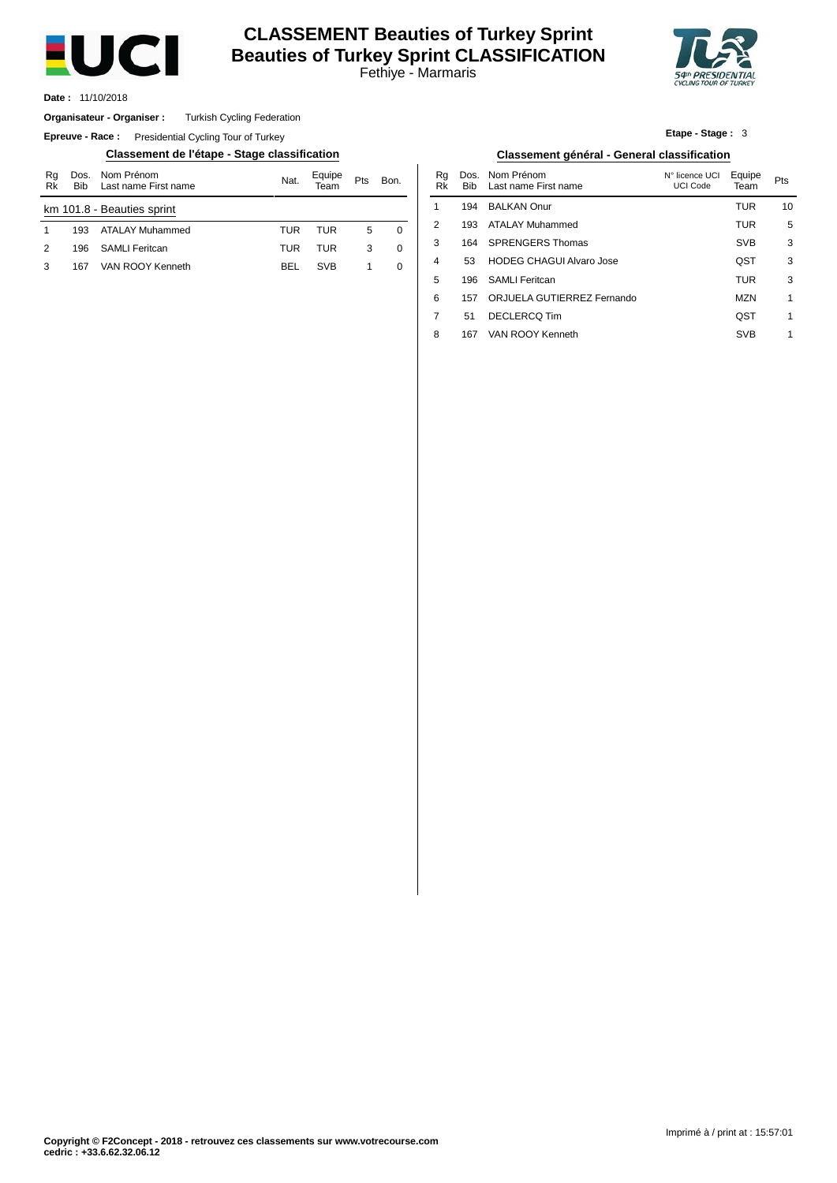# CLASSEMENT Beauties of Turkey Sprint
# Beauties of Turkey Sprint CLASSIFICATION

Fethiye - Marmaris

**Date :** 11/10/2018

**Organisateur - Organiser :** Turkish Cycling Federation

**Epreuve - Race :** Presidential Cycling Tour of Turkey

**Etape - Stage :** 3

## Classement de l'étape - Stage classification

| Rg Rk | Dos. Bib | Nom Prénom Last name First name | Nat. | Equipe Team | Pts | Bon. |
|---|---|---|---|---|---|---|
| km 101.8 - Beauties sprint | | | | | | |
| 1 | 193 | ATALAY Muhammed | TUR | TUR | 5 | 0 |
| 2 | 196 | SAMLI Feritcan | TUR | TUR | 3 | 0 |
| 3 | 167 | VAN ROOY Kenneth | BEL | SVB | 1 | 0 |

## Classement général - General classification

| Rg Rk | Dos. Bib | Nom Prénom Last name First name | N° licence UCI UCI Code | Equipe Team | Pts |
|---|---|---|---|---|---|
| 1 | 194 | BALKAN Onur | | TUR | 10 |
| 2 | 193 | ATALAY Muhammed | | TUR | 5 |
| 3 | 164 | SPRENGERS Thomas | | SVB | 3 |
| 4 | 53 | HODEG CHAGUI Alvaro Jose | | QST | 3 |
| 5 | 196 | SAMLI Feritcan | | TUR | 3 |
| 6 | 157 | ORJUELA GUTIERREZ Fernando | | MZN | 1 |
| 7 | 51 | DECLERCQ Tim | | QST | 1 |
| 8 | 167 | VAN ROOY Kenneth | | SVB | 1 |

**Copyright © F2Concept - 2018 - retrouvez ces classements sur www.votrecourse.com**
**cedric : +33.6.62.32.06.12**

Imprimé à / print at : 15:57:01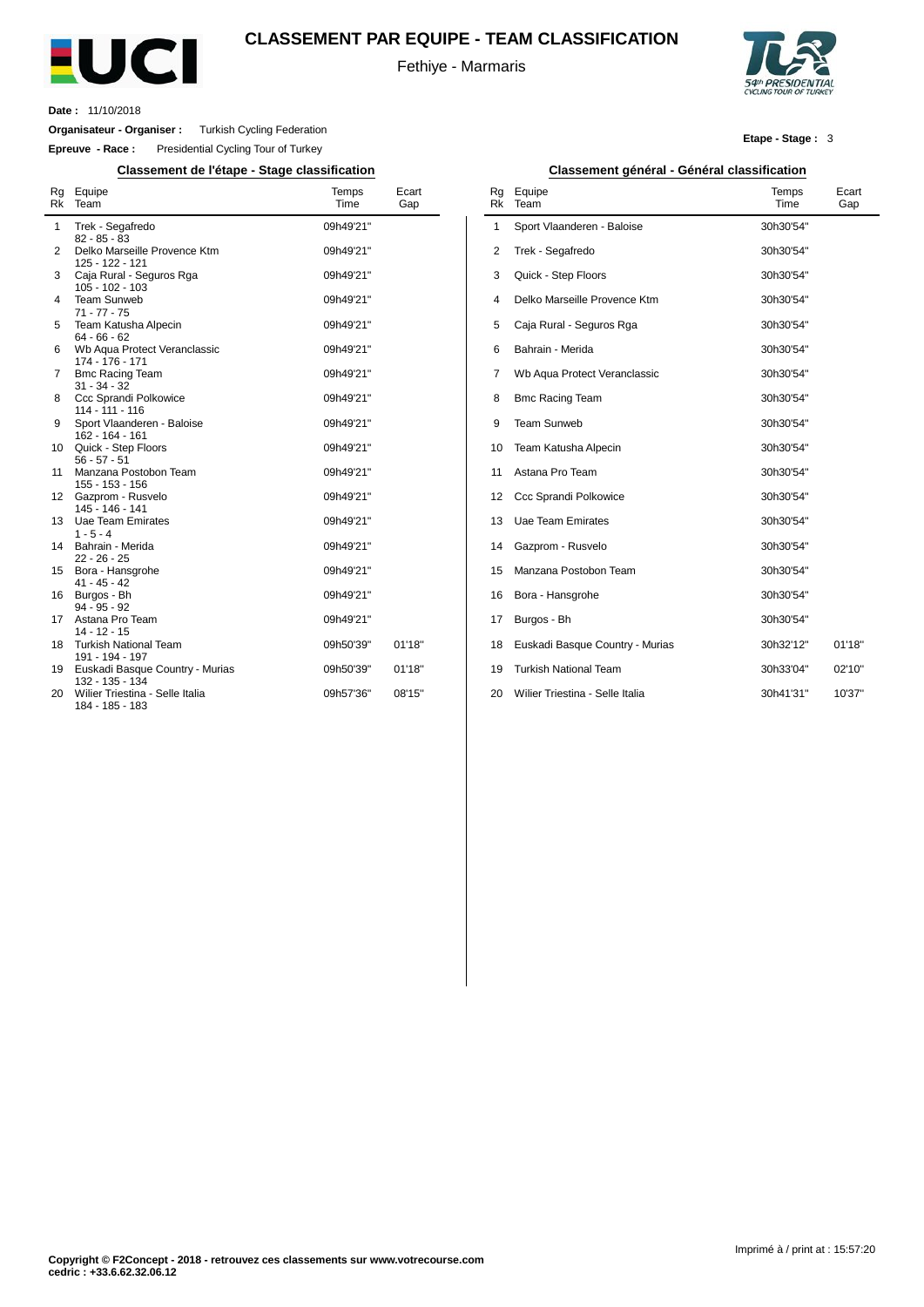# CLASSEMENT PAR EQUIPE - TEAM CLASSIFICATION

Fethiye - Marmaris

**Date :** 11/10/2018

**Organisateur - Organiser :** Turkish Cycling Federation

**Epreuve - Race :** Presidential Cycling Tour of Turkey

**Etape - Stage :** 3

## Classement de l'étape - Stage classification

| Rg Rk | Equipe Team | Temps Time | Ecart Gap |
|---|---|---|---|
| 1 | Trek - Segafredo<br>82 - 85 - 83 | 09h49'21'' | |
| 2 | Delko Marseille Provence Ktm<br>125 - 122 - 121 | 09h49'21'' | |
| 3 | Caja Rural - Seguros Rga<br>105 - 102 - 103 | 09h49'21'' | |
| 4 | Team Sunweb<br>71 - 77 - 75 | 09h49'21'' | |
| 5 | Team Katusha Alpecin<br>64 - 66 - 62 | 09h49'21'' | |
| 6 | Wb Aqua Protect Veranclassic<br>174 - 176 - 171 | 09h49'21'' | |
| 7 | Bmc Racing Team<br>31 - 34 - 32 | 09h49'21'' | |
| 8 | Ccc Sprandi Polkowice<br>114 - 111 - 116 | 09h49'21'' | |
| 9 | Sport Vlaanderen - Baloise<br>162 - 164 - 161 | 09h49'21'' | |
| 10 | Quick - Step Floors<br>56 - 57 - 51 | 09h49'21'' | |
| 11 | Manzana Postobon Team<br>155 - 153 - 156 | 09h49'21'' | |
| 12 | Gazprom - Rusvelo<br>145 - 146 - 141 | 09h49'21'' | |
| 13 | Uae Team Emirates<br>1 - 5 - 4 | 09h49'21'' | |
| 14 | Bahrain - Merida<br>22 - 26 - 25 | 09h49'21'' | |
| 15 | Bora - Hansgrohe<br>41 - 45 - 42 | 09h49'21'' | |
| 16 | Burgos - Bh<br>94 - 95 - 92 | 09h49'21'' | |
| 17 | Astana Pro Team<br>14 - 12 - 15 | 09h49'21'' | |
| 18 | Turkish National Team<br>191 - 194 - 197 | 09h50'39'' | 01'18'' |
| 19 | Euskadi Basque Country - Murias<br>132 - 135 - 134 | 09h50'39'' | 01'18'' |
| 20 | Wilier Triestina - Selle Italia<br>184 - 185 - 183 | 09h57'36'' | 08'15'' |

## Classement général - Général classification

| Rg Rk | Equipe Team | Temps Time | Ecart Gap |
|---|---|---|---|
| 1 | Sport Vlaanderen - Baloise | 30h30'54'' | |
| 2 | Trek - Segafredo | 30h30'54'' | |
| 3 | Quick - Step Floors | 30h30'54'' | |
| 4 | Delko Marseille Provence Ktm | 30h30'54'' | |
| 5 | Caja Rural - Seguros Rga | 30h30'54'' | |
| 6 | Bahrain - Merida | 30h30'54'' | |
| 7 | Wb Aqua Protect Veranclassic | 30h30'54'' | |
| 8 | Bmc Racing Team | 30h30'54'' | |
| 9 | Team Sunweb | 30h30'54'' | |
| 10 | Team Katusha Alpecin | 30h30'54'' | |
| 11 | Astana Pro Team | 30h30'54'' | |
| 12 | Ccc Sprandi Polkowice | 30h30'54'' | |
| 13 | Uae Team Emirates | 30h30'54'' | |
| 14 | Gazprom - Rusvelo | 30h30'54'' | |
| 15 | Manzana Postobon Team | 30h30'54'' | |
| 16 | Bora - Hansgrohe | 30h30'54'' | |
| 17 | Burgos - Bh | 30h30'54'' | |
| 18 | Euskadi Basque Country - Murias | 30h32'12'' | 01'18'' |
| 19 | Turkish National Team | 30h33'04'' | 02'10'' |
| 20 | Wilier Triestina - Selle Italia | 30h41'31'' | 10'37'' |

Imprimé à / print at : 15:57:20

**Copyright © F2Concept - 2018 - retrouvez ces classements sur www.votrecourse.com**
**cedric : +33.6.62.32.06.12**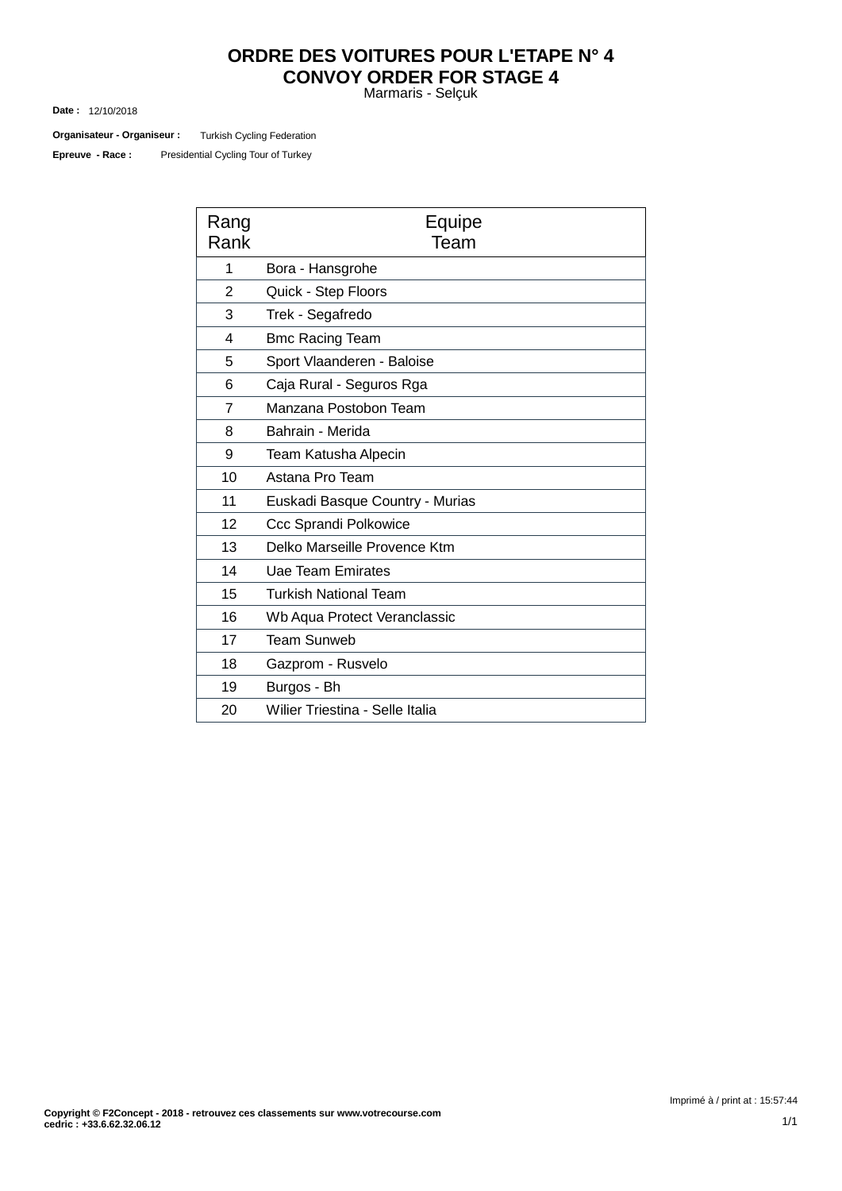# ORDRE DES VOITURES POUR L'ETAPE N° 4
# CONVOY ORDER FOR STAGE 4

Marmaris - Selçuk

**Date :** 12/10/2018

**Organisateur - Organiseur :** Turkish Cycling Federation

**Epreuve - Race :** Presidential Cycling Tour of Turkey

| Rang<br>Rank | Equipe<br>Team |
|---|---|
| 1 | Bora - Hansgrohe |
| 2 | Quick - Step Floors |
| 3 | Trek - Segafredo |
| 4 | Bmc Racing Team |
| 5 | Sport Vlaanderen - Baloise |
| 6 | Caja Rural - Seguros Rga |
| 7 | Manzana Postobon Team |
| 8 | Bahrain - Merida |
| 9 | Team Katusha Alpecin |
| 10 | Astana Pro Team |
| 11 | Euskadi Basque Country - Murias |
| 12 | Ccc Sprandi Polkowice |
| 13 | Delko Marseille Provence Ktm |
| 14 | Uae Team Emirates |
| 15 | Turkish National Team |
| 16 | Wb Aqua Protect Veranclassic |
| 17 | Team Sunweb |
| 18 | Gazprom - Rusvelo |
| 19 | Burgos - Bh |
| 20 | Wilier Triestina - Selle Italia |

Imprimé à / print at : 15:57:44

**Copyright © F2Concept - 2018 - retrouvez ces classements sur www.votrecourse.com**
**cedric : +33.6.62.32.06.12**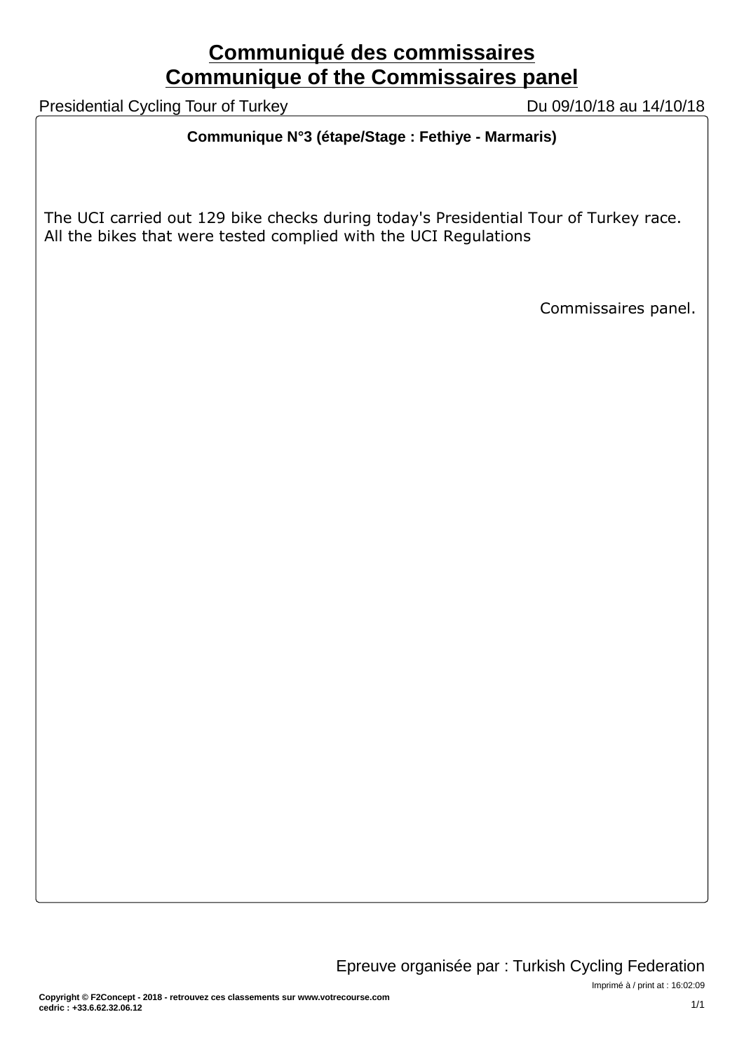# Communiqué des commissaires
# Communique of the Commissaires panel

Presidential Cycling Tour of Turkey — Du 09/10/18 au 14/10/18

**Communique N°3 (étape/Stage : Fethiye - Marmaris)**

The UCI carried out 129 bike checks during today's Presidential Tour of Turkey race. All the bikes that were tested complied with the UCI Regulations

Commissaires panel.

Epreuve organisée par : Turkish Cycling Federation

Imprimé à / print at : 16:02:09

**Copyright © F2Concept - 2018 - retrouvez ces classements sur www.votrecourse.com**
**cedric : +33.6.62.32.06.12**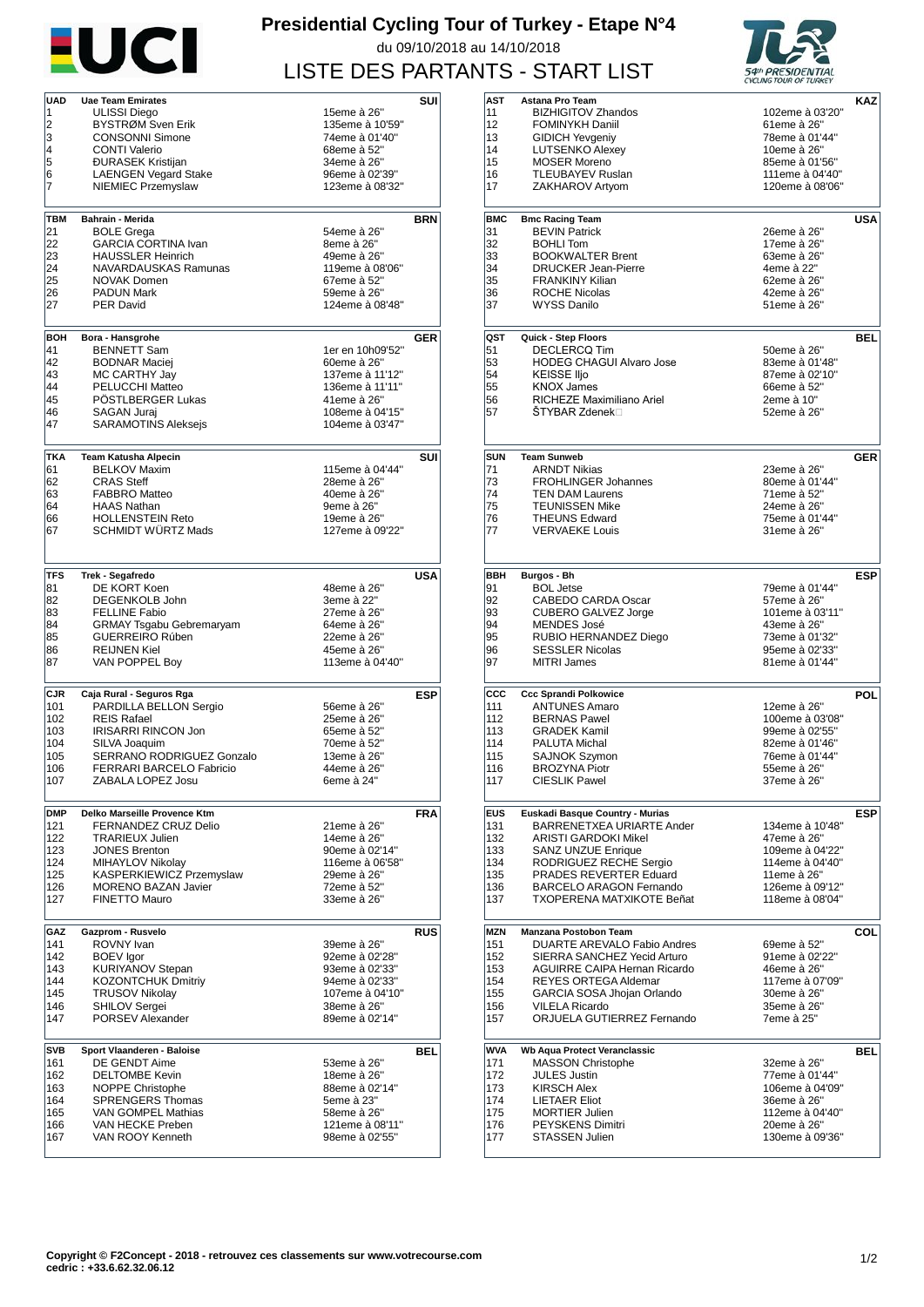# Presidential Cycling Tour of Turkey - Etape N°4

du 09/10/2018 au 14/10/2018

## LISTE DES PARTANTS - START LIST

| UAD | Uae Team Emirates | | SUI |
|---|---|---|---|
| 1 | ULISSI Diego | 15eme à 26" | |
| 2 | BYSTRØM Sven Erik | 135eme à 10'59" | |
| 3 | CONSONNI Simone | 74eme à 01'40" | |
| 4 | CONTI Valerio | 68eme à 52" | |
| 5 | ĐURASEK Kristijan | 34eme à 26" | |
| 6 | LAENGEN Vegard Stake | 96eme à 02'39" | |
| 7 | NIEMIEC Przemyslaw | 123eme à 08'32" | |

| TBM | Bahrain - Merida | | BRN |
|---|---|---|---|
| 21 | BOLE Grega | 54eme à 26" | |
| 22 | GARCIA CORTINA Ivan | 8eme à 26" | |
| 23 | HAUSSLER Heinrich | 49eme à 26" | |
| 24 | NAVARDAUSKAS Ramunas | 119eme à 08'06" | |
| 25 | NOVAK Domen | 67eme à 52" | |
| 26 | PADUN Mark | 59eme à 26" | |
| 27 | PER David | 124eme à 08'48" | |

| BOH | Bora - Hansgrohe | | GER |
|---|---|---|---|
| 41 | BENNETT Sam | 1er en 10h09'52" | |
| 42 | BODNAR Maciej | 60eme à 26" | |
| 43 | MC CARTHY Jay | 137eme à 11'12" | |
| 44 | PELUCCHI Matteo | 136eme à 11'11" | |
| 45 | PÖSTLBERGER Lukas | 41eme à 26" | |
| 46 | SAGAN Juraj | 108eme à 04'15" | |
| 47 | SARAMOTINS Aleksejs | 104eme à 03'47" | |

| TKA | Team Katusha Alpecin | | SUI |
|---|---|---|---|
| 61 | BELKOV Maxim | 115eme à 04'44" | |
| 62 | CRAS Steff | 28eme à 26" | |
| 63 | FABBRO Matteo | 40eme à 26" | |
| 64 | HAAS Nathan | 9eme à 26" | |
| 66 | HOLLENSTEIN Reto | 19eme à 26" | |
| 67 | SCHMIDT WÜRTZ Mads | 127eme à 09'22" | |

| TFS | Trek - Segafredo | | USA |
|---|---|---|---|
| 81 | DE KORT Koen | 48eme à 26" | |
| 82 | DEGENKOLB John | 3eme à 22" | |
| 83 | FELLINE Fabio | 27eme à 26" | |
| 84 | GRMAY Tsgabu Gebremaryam | 64eme à 26" | |
| 85 | GUERREIRO Rúben | 22eme à 26" | |
| 86 | REIJNEN Kiel | 45eme à 26" | |
| 87 | VAN POPPEL Boy | 113eme à 04'40" | |

| CJR | Caja Rural - Seguros Rga | | ESP |
|---|---|---|---|
| 101 | PARDILLA BELLON Sergio | 56eme à 26" | |
| 102 | REIS Rafael | 25eme à 26" | |
| 103 | IRISARRI RINCON Jon | 65eme à 52" | |
| 104 | SILVA Joaquim | 70eme à 52" | |
| 105 | SERRANO RODRIGUEZ Gonzalo | 13eme à 26" | |
| 106 | FERRARI BARCELO Fabricio | 44eme à 26" | |
| 107 | ZABALA LOPEZ Josu | 6eme à 24" | |

| DMP | Delko Marseille Provence Ktm | | FRA |
|---|---|---|---|
| 121 | FERNANDEZ CRUZ Delio | 21eme à 26" | |
| 122 | TRARIEUX Julien | 14eme à 26" | |
| 123 | JONES Brenton | 90eme à 02'14" | |
| 124 | MIHAYLOV Nikolay | 116eme à 06'58" | |
| 125 | KASPERKIEWICZ Przemyslaw | 29eme à 26" | |
| 126 | MORENO BAZAN Javier | 72eme à 52" | |
| 127 | FINETTO Mauro | 33eme à 26" | |

| GAZ | Gazprom - Rusvelo | | RUS |
|---|---|---|---|
| 141 | ROVNY Ivan | 39eme à 26" | |
| 142 | BOEV Igor | 92eme à 02'28" | |
| 143 | KURIYANOV Stepan | 93eme à 02'33" | |
| 144 | KOZONTCHUK Dmitriy | 94eme à 02'33" | |
| 145 | TRUSOV Nikolay | 107eme à 04'10" | |
| 146 | SHILOV Sergei | 38eme à 26" | |
| 147 | PORSEV Alexander | 89eme à 02'14" | |

| SVB | Sport Vlaanderen - Baloise | | BEL |
|---|---|---|---|
| 161 | DE GENDT Aime | 53eme à 26" | |
| 162 | DELTOMBE Kevin | 18eme à 26" | |
| 163 | NOPPE Christophe | 88eme à 02'14" | |
| 164 | SPRENGERS Thomas | 5eme à 23" | |
| 165 | VAN GOMPEL Mathias | 58eme à 26" | |
| 166 | VAN HECKE Preben | 121eme à 08'11" | |
| 167 | VAN ROOY Kenneth | 98eme à 02'55" | |

| AST | Astana Pro Team | | KAZ |
|---|---|---|---|
| 11 | BIZHIGITOV Zhandos | 102eme à 03'20" | |
| 12 | FOMINYKH Daniil | 61eme à 26" | |
| 13 | GIDICH Yevgeniy | 78eme à 01'44" | |
| 14 | LUTSENKO Alexey | 10eme à 26" | |
| 15 | MOSER Moreno | 85eme à 01'56" | |
| 16 | TLEUBAYEV Ruslan | 111eme à 04'40" | |
| 17 | ZAKHAROV Artyom | 120eme à 08'06" | |

| BMC | Bmc Racing Team | | USA |
|---|---|---|---|
| 31 | BEVIN Patrick | 26eme à 26" | |
| 32 | BOHLI Tom | 17eme à 26" | |
| 33 | BOOKWALTER Brent | 63eme à 26" | |
| 34 | DRUCKER Jean-Pierre | 4eme à 22" | |
| 35 | FRANKINY Kilian | 62eme à 26" | |
| 36 | ROCHE Nicolas | 42eme à 26" | |
| 37 | WYSS Danilo | 51eme à 26" | |

| QST | Quick - Step Floors | | BEL |
|---|---|---|---|
| 51 | DECLERCQ Tim | 50eme à 26" | |
| 53 | HODEG CHAGUI Alvaro Jose | 83eme à 01'48" | |
| 54 | KEISSE Iljo | 87eme à 02'10" | |
| 55 | KNOX James | 66eme à 52" | |
| 56 | RICHEZE Maximiliano Ariel | 2eme à 10" | |
| 57 | ŠTYBAR Zdenek | 52eme à 26" | |

| SUN | Team Sunweb | | GER |
|---|---|---|---|
| 71 | ARNDT Nikias | 23eme à 26" | |
| 73 | FROHLINGER Johannes | 80eme à 01'44" | |
| 74 | TEN DAM Laurens | 71eme à 52" | |
| 75 | TEUNISSEN Mike | 24eme à 26" | |
| 76 | THEUNS Edward | 75eme à 01'44" | |
| 77 | VERVAEKE Louis | 31eme à 26" | |

| BBH | Burgos - Bh | | ESP |
|---|---|---|---|
| 91 | BOL Jetse | 79eme à 01'44" | |
| 92 | CABEDO CARDA Oscar | 57eme à 26" | |
| 93 | CUBERO GALVEZ Jorge | 101eme à 03'11" | |
| 94 | MENDES José | 43eme à 26" | |
| 95 | RUBIO HERNANDEZ Diego | 73eme à 01'32" | |
| 96 | SESSLER Nicolas | 95eme à 02'33" | |
| 97 | MITRI James | 81eme à 01'44" | |

| CCC | Ccc Sprandi Polkowice | | POL |
|---|---|---|---|
| 111 | ANTUNES Amaro | 12eme à 26" | |
| 112 | BERNAS Pawel | 100eme à 03'08" | |
| 113 | GRADEK Kamil | 99eme à 02'55" | |
| 114 | PALUTA Michal | 82eme à 01'46" | |
| 115 | SAJNOK Szymon | 76eme à 01'44" | |
| 116 | BROZYNA Piotr | 55eme à 26" | |
| 117 | CIESLIK Pawel | 37eme à 26" | |

| EUS | Euskadi Basque Country - Murias | | ESP |
|---|---|---|---|
| 131 | BARRENETXEA URIARTE Ander | 134eme à 10'48" | |
| 132 | ARISTI GARDOKI Mikel | 47eme à 26" | |
| 133 | SANZ UNZUE Enrique | 109eme à 04'22" | |
| 134 | RODRIGUEZ RECHE Sergio | 114eme à 04'40" | |
| 135 | PRADES REVERTER Eduard | 11eme à 26" | |
| 136 | BARCELO ARAGON Fernando | 126eme à 09'12" | |
| 137 | TXOPERENA MATXIKOTE Beñat | 118eme à 08'04" | |

| MZN | Manzana Postobon Team | | COL |
|---|---|---|---|
| 151 | DUARTE AREVALO Fabio Andres | 69eme à 52" | |
| 152 | SIERRA SANCHEZ Yecid Arturo | 91eme à 02'22" | |
| 153 | AGUIRRE CAIPA Hernan Ricardo | 46eme à 26" | |
| 154 | REYES ORTEGA Aldemar | 117eme à 07'09" | |
| 155 | GARCIA SOSA Jhojan Orlando | 30eme à 26" | |
| 156 | VILELA Ricardo | 35eme à 26" | |
| 157 | ORJUELA GUTIERREZ Fernando | 7eme à 25" | |

| WVA | Wb Aqua Protect Veranclassic | | BEL |
|---|---|---|---|
| 171 | MASSON Christophe | 32eme à 26" | |
| 172 | JULES Justin | 77eme à 01'44" | |
| 173 | KIRSCH Alex | 106eme à 04'09" | |
| 174 | LIETAER Eliot | 36eme à 26" | |
| 175 | MORTIER Julien | 112eme à 04'40" | |
| 176 | PEYSKENS Dimitri | 20eme à 26" | |
| 177 | STASSEN Julien | 130eme à 09'36" | |

**Copyright © F2Concept - 2018 - retrouvez ces classements sur www.votrecourse.com**
**cedric : +33.6.62.32.06.12**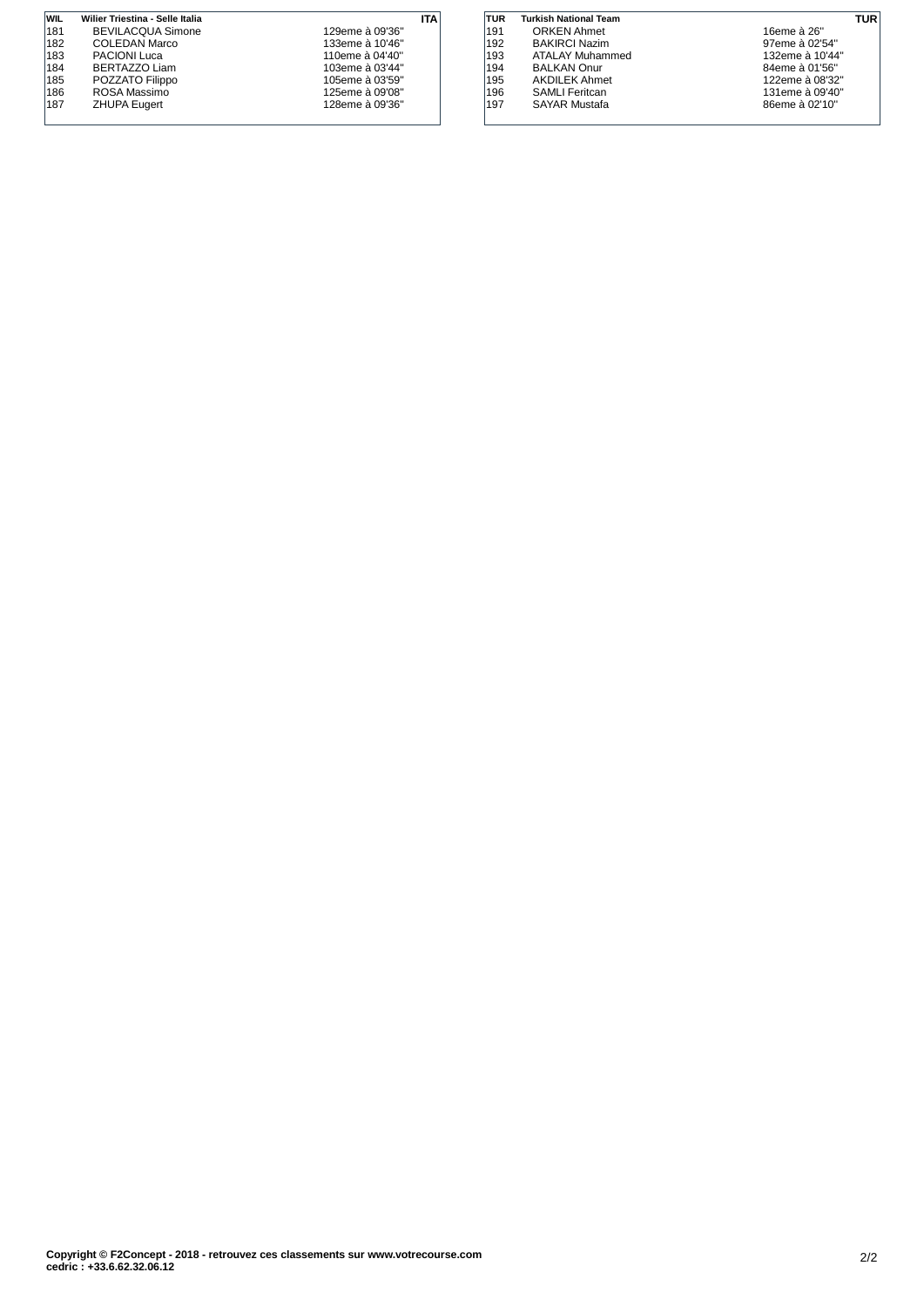| WIL | Wilier Triestina - Selle Italia | | ITA |
|---|---|---|---|
| 181 | BEVILACQUA Simone | 129eme à 09'36'' | |
| 182 | COLEDAN Marco | 133eme à 10'46'' | |
| 183 | PACIONI Luca | 110eme à 04'40'' | |
| 184 | BERTAZZO Liam | 103eme à 03'44'' | |
| 185 | POZZATO Filippo | 105eme à 03'59'' | |
| 186 | ROSA Massimo | 125eme à 09'08'' | |
| 187 | ZHUPA Eugert | 128eme à 09'36'' | |

| TUR | Turkish National Team | | TUR |
|---|---|---|---|
| 191 | ORKEN Ahmet | 16eme à 26'' | |
| 192 | BAKIRCI Nazim | 97eme à 02'54'' | |
| 193 | ATALAY Muhammed | 132eme à 10'44'' | |
| 194 | BALKAN Onur | 84eme à 01'56'' | |
| 195 | AKDILEK Ahmet | 122eme à 08'32'' | |
| 196 | SAMLI Feritcan | 131eme à 09'40'' | |
| 197 | SAYAR Mustafa | 86eme à 02'10'' | |

**Copyright © F2Concept - 2018 - retrouvez ces classements sur www.votrecourse.com**
**cedric : +33.6.62.32.06.12**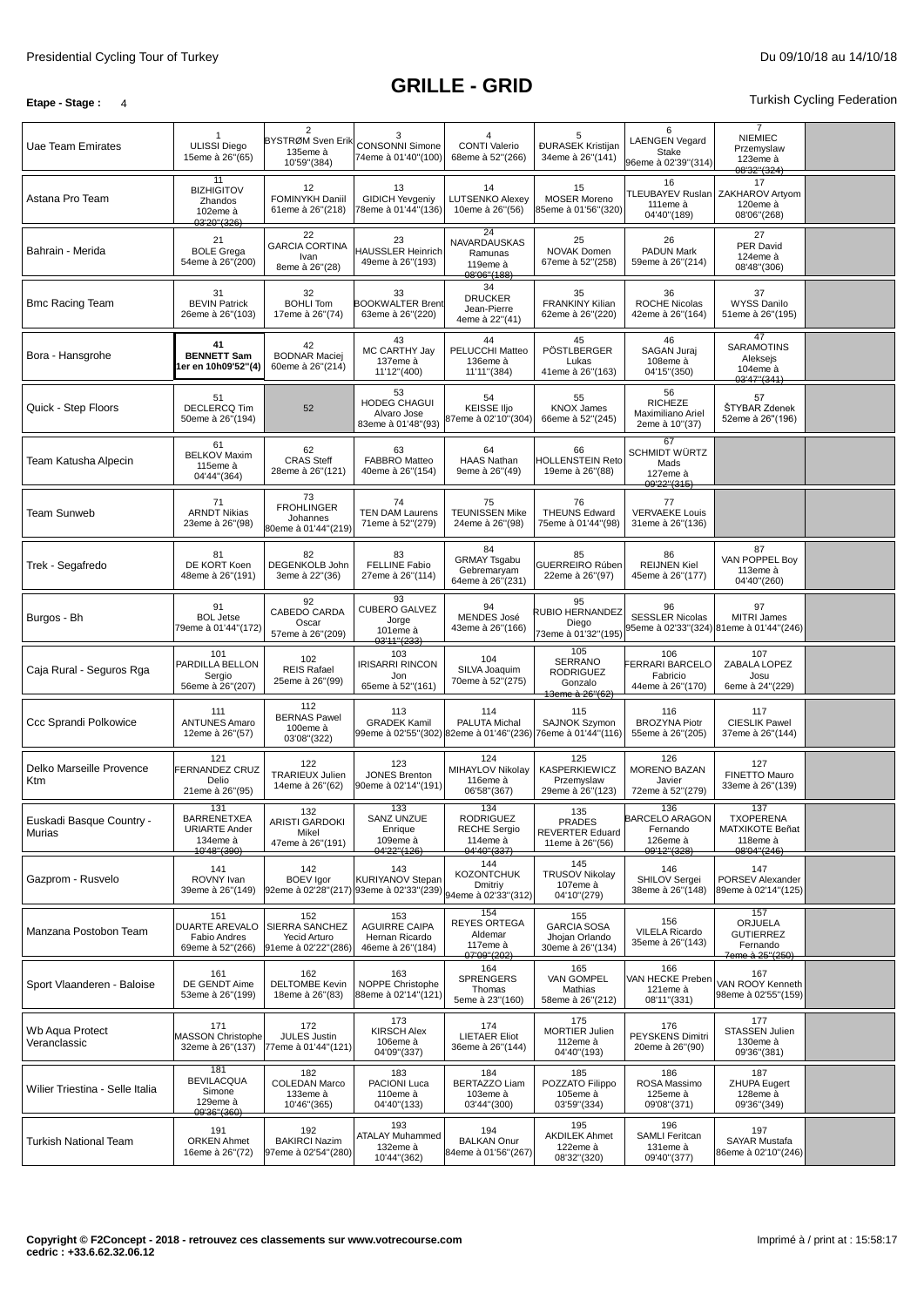# GRILLE - GRID

**Etape - Stage :** 4

Turkish Cycling Federation

| Team | 1 | 2 | 3 | 4 | 5 | 6 | 7 | |
|---|---|---|---|---|---|---|---|---|
| Uae Team Emirates | 1 ULISSI Diego 15eme à 26''(65) | 2 BYSTRØM Sven Erik 135eme à 10'59''(384) | 3 CONSONNI Simone 74eme à 01'40''(100) | 4 CONTI Valerio 68eme à 52''(266) | 5 ĐURASEK Kristijan 34eme à 26''(141) | 6 LAENGEN Vegard Stake 96eme à 02'39''(314) | 7 NIEMIEC Przemyslaw 123eme à 08'32''(324) | |
| Astana Pro Team | 11 BIZHIGITOV Zhandos 102eme à 03'20''(326) | 12 FOMINYKH Daniil 61eme à 26''(218) | 13 GIDICH Yevgeniy 78eme à 01'44''(136) | 14 LUTSENKO Alexey 10eme à 26''(56) | 15 MOSER Moreno 85eme à 01'56''(320) | 16 TLEUBAYEV Ruslan 111eme à 04'40''(189) | 17 ZAKHAROV Artyom 120eme à 08'06''(268) | |
| Bahrain - Merida | 21 BOLE Grega 54eme à 26''(200) | 22 GARCIA CORTINA Ivan 8eme à 26''(28) | 23 HAUSSLER Heinrich 49eme à 26''(193) | 24 NAVARDAUSKAS Ramunas 119eme à 08'06''(188) | 25 NOVAK Domen 67eme à 52''(258) | 26 PADUN Mark 59eme à 26''(214) | 27 PER David 124eme à 08'48''(306) | |
| Bmc Racing Team | 31 BEVIN Patrick 26eme à 26''(103) | 32 BOHLI Tom 17eme à 26''(74) | 33 BOOKWALTER Brent 63eme à 26''(220) | 34 DRUCKER Jean-Pierre 4eme à 22''(41) | 35 FRANKINY Kilian 62eme à 26''(220) | 36 ROCHE Nicolas 42eme à 26''(164) | 37 WYSS Danilo 51eme à 26''(195) | |
| Bora - Hansgrohe | **41 BENNETT Sam 1er en 10h09'52''(4)** | 42 BODNAR Maciej 60eme à 26''(214) | 43 MC CARTHY Jay 137eme à 11'12''(400) | 44 PELUCCHI Matteo 136eme à 11'11''(384) | 45 PÖSTLBERGER Lukas 41eme à 26''(163) | 46 SAGAN Juraj 108eme à 04'15''(350) | 47 SARAMOTINS Aleksejs 104eme à 03'47''(341) | |
| Quick - Step Floors | 51 DECLERCQ Tim 50eme à 26''(194) | 52 | 53 HODEG CHAGUI Alvaro Jose 83eme à 01'48''(93) | 54 KEISSE Iljo 87eme à 02'10''(304) | 55 KNOX James 66eme à 52''(245) | 56 RICHEZE Maximiliano Ariel 2eme à 10''(37) | 57 ŠTYBAR Zdenek 52eme à 26''(196) | |
| Team Katusha Alpecin | 61 BELKOV Maxim 115eme à 04'44''(364) | 62 CRAS Steff 28eme à 26''(121) | 63 FABBRO Matteo 40eme à 26''(154) | 64 HAAS Nathan 9eme à 26''(49) | 66 HOLLENSTEIN Reto 19eme à 26''(88) | 67 SCHMIDT WÜRTZ Mads 127eme à 09'22''(315) | | |
| Team Sunweb | 71 ARNDT Nikias 23eme à 26''(98) | 73 FROHLINGER Johannes 80eme à 01'44''(219) | 74 TEN DAM Laurens 71eme à 52''(279) | 75 TEUNISSEN Mike 24eme à 26''(98) | 76 THEUNS Edward 75eme à 01'44''(98) | 77 VERVAEKE Louis 31eme à 26''(136) | | |
| Trek - Segafredo | 81 DE KORT Koen 48eme à 26''(191) | 82 DEGENKOLB John 3eme à 22''(36) | 83 FELLINE Fabio 27eme à 26''(114) | 84 GRMAY Tsgabu Gebremaryam 64eme à 26''(231) | 85 GUERREIRO Rúben 22eme à 26''(97) | 86 REIJNEN Kiel 45eme à 26''(177) | 87 VAN POPPEL Boy 113eme à 04'40''(260) | |
| Burgos - Bh | 91 BOL Jetse 79eme à 01'44''(172) | 92 CABEDO CARDA Oscar 57eme à 26''(209) | 93 CUBERO GALVEZ Jorge 101eme à 03'11''(233) | 94 MENDES José 43eme à 26''(166) | 95 RUBIO HERNANDEZ Diego 73eme à 01'32''(195) | 96 SESSLER Nicolas 95eme à 02'33''(324) | 97 MITRI James 81eme à 01'44''(246) | |
| Caja Rural - Seguros Rga | 101 PARDILLA BELLON Sergio 56eme à 26''(207) | 102 REIS Rafael 25eme à 26''(99) | 103 IRISARRI RINCON Jon 65eme à 52''(161) | 104 SILVA Joaquim 70eme à 52''(275) | 105 SERRANO RODRIGUEZ Gonzalo 13eme à 26''(62) | 106 FERRARI BARCELO Fabricio 44eme à 26''(170) | 107 ZABALA LOPEZ Josu 6eme à 24''(229) | |
| Ccc Sprandi Polkowice | 111 ANTUNES Amaro 12eme à 26''(57) | 112 BERNAS Pawel 100eme à 03'08''(322) | 113 GRADEK Kamil 99eme à 02'55''(302) | 114 PALUTA Michal 82eme à 01'46''(236) | 115 SAJNOK Szymon 76eme à 01'44''(116) | 116 BROZYNA Piotr 55eme à 26''(205) | 117 CIESLIK Pawel 37eme à 26''(144) | |
| Delko Marseille Provence Ktm | 121 FERNANDEZ CRUZ Delio 21eme à 26''(95) | 122 TRARIEUX Julien 14eme à 26''(62) | 123 JONES Brenton 90eme à 02'14''(191) | 124 MIHAYLOV Nikolay 116eme à 06'58''(367) | 125 KASPERKIEWICZ Przemyslaw 29eme à 26''(123) | 126 MORENO BAZAN Javier 72eme à 52''(279) | 127 FINETTO Mauro 33eme à 26''(139) | |
| Euskadi Basque Country - Murias | 131 BARRENETXEA URIARTE Ander 134eme à 10'48''(390) | 132 ARISTI GARDOKI Mikel 47eme à 26''(191) | 133 SANZ UNZUE Enrique 109eme à 04'22''(126) | 134 RODRIGUEZ RECHE Sergio 114eme à 04'40''(337) | 135 PRADES REVERTER Eduard 11eme à 26''(56) | 136 BARCELO ARAGON Fernando 126eme à 09'12''(328) | 137 TXOPERENA MATXIKOTE Beñat 118eme à 08'04''(246) | |
| Gazprom - Rusvelo | 141 ROVNY Ivan 39eme à 26''(149) | 142 BOEV Igor 92eme à 02'28''(217) | 143 KURIYANOV Stepan 93eme à 02'33''(239) | 144 KOZONTCHUK Dmitriy 94eme à 02'33''(312) | 145 TRUSOV Nikolay 107eme à 04'10''(279) | 146 SHILOV Sergei 38eme à 26''(148) | 147 PORSEV Alexander 89eme à 02'14''(125) | |
| Manzana Postobon Team | 151 DUARTE AREVALO Fabio Andres 69eme à 52''(266) | 152 SIERRA SANCHEZ Yecid Arturo 91eme à 02'22''(286) | 153 AGUIRRE CAIPA Hernan Ricardo 46eme à 26''(184) | 154 REYES ORTEGA Aldemar 117eme à 07'09''(202) | 155 GARCIA SOSA Jhojan Orlando 30eme à 26''(134) | 156 VILELA Ricardo 35eme à 26''(143) | 157 ORJUELA GUTIERREZ Fernando 7eme à 25''(250) | |
| Sport Vlaanderen - Baloise | 161 DE GENDT Aime 53eme à 26''(199) | 162 DELTOMBE Kevin 18eme à 26''(83) | 163 NOPPE Christophe 88eme à 02'14''(121) | 164 SPRENGERS Thomas 5eme à 23''(160) | 165 VAN GOMPEL Mathias 58eme à 26''(212) | 166 VAN HECKE Preben 121eme à 08'11''(331) | 167 VAN ROOY Kenneth 98eme à 02'55''(159) | |
| Wb Aqua Protect Veranclassic | 171 MASSON Christophe 32eme à 26''(137) | 172 JULES Justin 77eme à 01'44''(121) | 173 KIRSCH Alex 106eme à 04'09''(337) | 174 LIETAER Eliot 36eme à 26''(144) | 175 MORTIER Julien 112eme à 04'40''(193) | 176 PEYSKENS Dimitri 20eme à 26''(90) | 177 STASSEN Julien 130eme à 09'36''(381) | |
| Wilier Triestina - Selle Italia | 181 BEVILACQUA Simone 129eme à 09'36''(360) | 182 COLEDAN Marco 133eme à 10'46''(365) | 183 PACIONI Luca 110eme à 04'40''(133) | 184 BERTAZZO Liam 103eme à 03'44''(300) | 185 POZZATO Filippo 105eme à 03'59''(334) | 186 ROSA Massimo 125eme à 09'08''(371) | 187 ZHUPA Eugert 128eme à 09'36''(349) | |
| Turkish National Team | 191 ORKEN Ahmet 16eme à 26''(72) | 192 BAKIRCI Nazim 97eme à 02'54''(280) | 193 ATALAY Muhammed 132eme à 10'44''(362) | 194 BALKAN Onur 84eme à 01'56''(267) | 195 AKDILEK Ahmet 122eme à 08'32''(320) | 196 SAMLI Feritcan 131eme à 09'40''(377) | 197 SAYAR Mustafa 86eme à 02'10''(246) | |

**Copyright © F2Concept - 2018 - retrouvez ces classements sur www.votrecourse.com**
**cedric : +33.6.62.32.06.12**

Imprimé à / print at : 15:58:17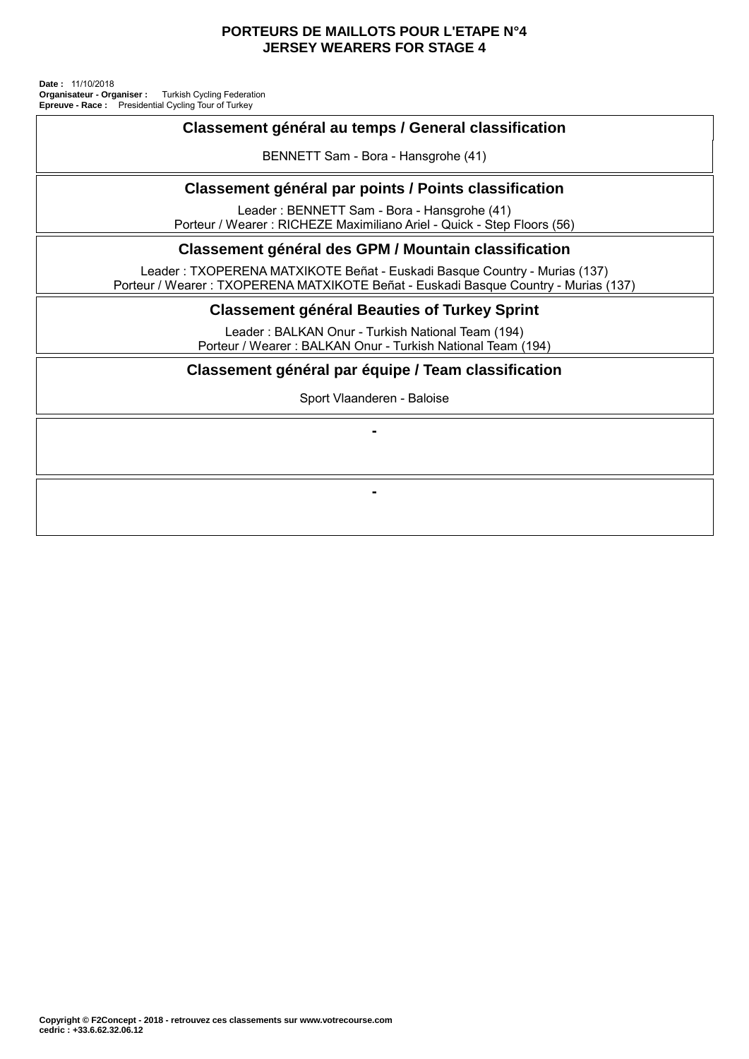# PORTEURS DE MAILLOTS POUR L'ETAPE N°4
# JERSEY WEARERS FOR STAGE 4

**Date :** 11/10/2018
**Organisateur - Organiser :** Turkish Cycling Federation
**Epreuve - Race :** Presidential Cycling Tour of Turkey

## Classement général au temps / General classification

BENNETT Sam - Bora - Hansgrohe (41)

## Classement général par points / Points classification

Leader : BENNETT Sam - Bora - Hansgrohe (41)
Porteur / Wearer : RICHEZE Maximiliano Ariel - Quick - Step Floors (56)

## Classement général des GPM / Mountain classification

Leader : TXOPERENA MATXIKOTE Beñat - Euskadi Basque Country - Murias (137)
Porteur / Wearer : TXOPERENA MATXIKOTE Beñat - Euskadi Basque Country - Murias (137)

## Classement général Beauties of Turkey Sprint

Leader : BALKAN Onur - Turkish National Team (194)
Porteur / Wearer : BALKAN Onur - Turkish National Team (194)

## Classement général par équipe / Team classification

Sport Vlaanderen - Baloise

## -

## -

**Copyright © F2Concept - 2018 - retrouvez ces classements sur www.votrecourse.com**
**cedric : +33.6.62.32.06.12**